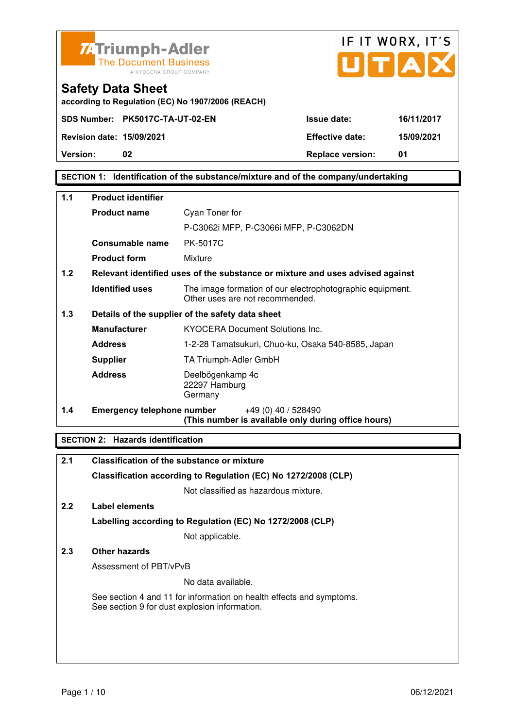Triumph-Adler
The Document Business
A KYOCERA GROUP COMPANY

IF IT WORX, IT'S UTAX

# Safety Data Sheet

according to Regulation (EC) No 1907/2006 (REACH)

| | | | |
|---|---|---|---|
| **SDS Number:** | **PK5017C-TA-UT-02-EN** | **Issue date:** | **16/11/2017** |
| **Revision date:** | **15/09/2021** | **Effective date:** | **15/09/2021** |
| **Version:** | **02** | **Replace version:** | **01** |

## SECTION 1: Identification of the substance/mixture and of the company/undertaking

**1.1 Product identifier**

| | |
|---|---|
| **Product name** | Cyan Toner for<br>P-C3062i MFP, P-C3066i MFP, P-C3062DN |
| **Consumable name** | PK-5017C |
| **Product form** | Mixture |

**1.2 Relevant identified uses of the substance or mixture and uses advised against**

| | |
|---|---|
| **Identified uses** | The image formation of our electrophotographic equipment.<br>Other uses are not recommended. |

**1.3 Details of the supplier of the safety data sheet**

| | |
|---|---|
| **Manufacturer** | KYOCERA Document Solutions Inc. |
| **Address** | 1-2-28 Tamatsukuri, Chuo-ku, Osaka 540-8585, Japan |
| **Supplier** | TA Triumph-Adler GmbH |
| **Address** | Deelbögenkamp 4c<br>22297 Hamburg<br>Germany |

**1.4 Emergency telephone number** +49 (0) 40 / 528490
**(This number is available only during office hours)**

## SECTION 2: Hazards identification

**2.1 Classification of the substance or mixture**

**Classification according to Regulation (EC) No 1272/2008 (CLP)**

Not classified as hazardous mixture.

**2.2 Label elements**

**Labelling according to Regulation (EC) No 1272/2008 (CLP)**

Not applicable.

**2.3 Other hazards**

Assessment of PBT/vPvB

No data available.

See section 4 and 11 for information on health effects and symptoms.
See section 9 for dust explosion information.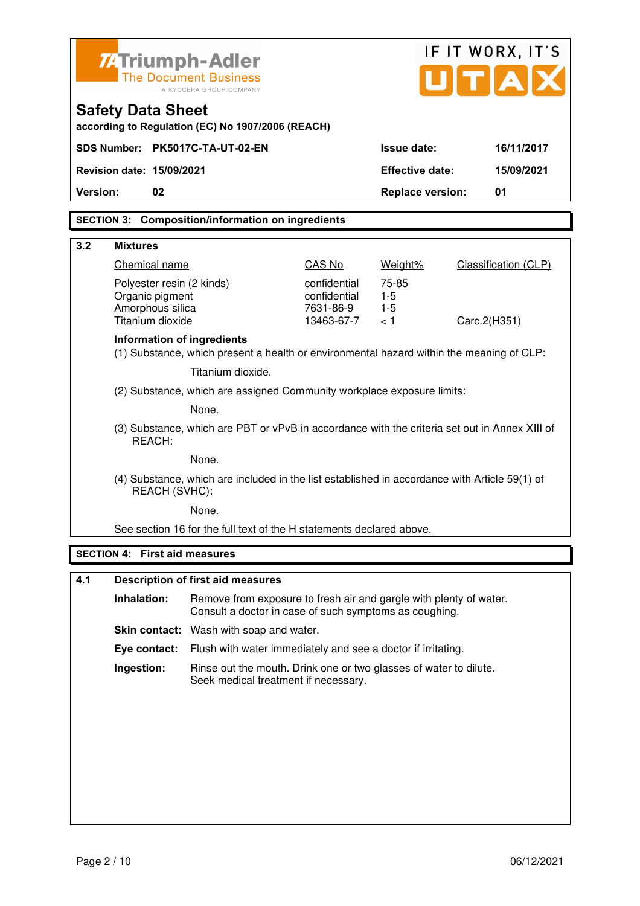# Safety Data Sheet

according to Regulation (EC) No 1907/2006 (REACH)

| | | | |
|---|---|---|---|
| **SDS Number:** | **PK5017C-TA-UT-02-EN** | **Issue date:** | **16/11/2017** |
| **Revision date:** | **15/09/2021** | **Effective date:** | **15/09/2021** |
| **Version:** | **02** | **Replace version:** | **01** |

## SECTION 3: Composition/information on ingredients

### 3.2 Mixtures

| Chemical name | CAS No | Weight% | Classification (CLP) |
|---|---|---|---|
| Polyester resin (2 kinds) | confidential | 75-85 | |
| Organic pigment | confidential | 1-5 | |
| Amorphous silica | 7631-86-9 | 1-5 | |
| Titanium dioxide | 13463-67-7 | < 1 | Carc.2(H351) |

**Information of ingredients**

(1) Substance, which present a health or environmental hazard within the meaning of CLP:

Titanium dioxide.

(2) Substance, which are assigned Community workplace exposure limits:

None.

(3) Substance, which are PBT or vPvB in accordance with the criteria set out in Annex XIII of REACH:

None.

(4) Substance, which are included in the list established in accordance with Article 59(1) of REACH (SVHC):

None.

See section 16 for the full text of the H statements declared above.

## SECTION 4: First aid measures

### 4.1 Description of first aid measures

**Inhalation:** Remove from exposure to fresh air and gargle with plenty of water. Consult a doctor in case of such symptoms as coughing.

**Skin contact:** Wash with soap and water.

**Eye contact:** Flush with water immediately and see a doctor if irritating.

**Ingestion:** Rinse out the mouth. Drink one or two glasses of water to dilute. Seek medical treatment if necessary.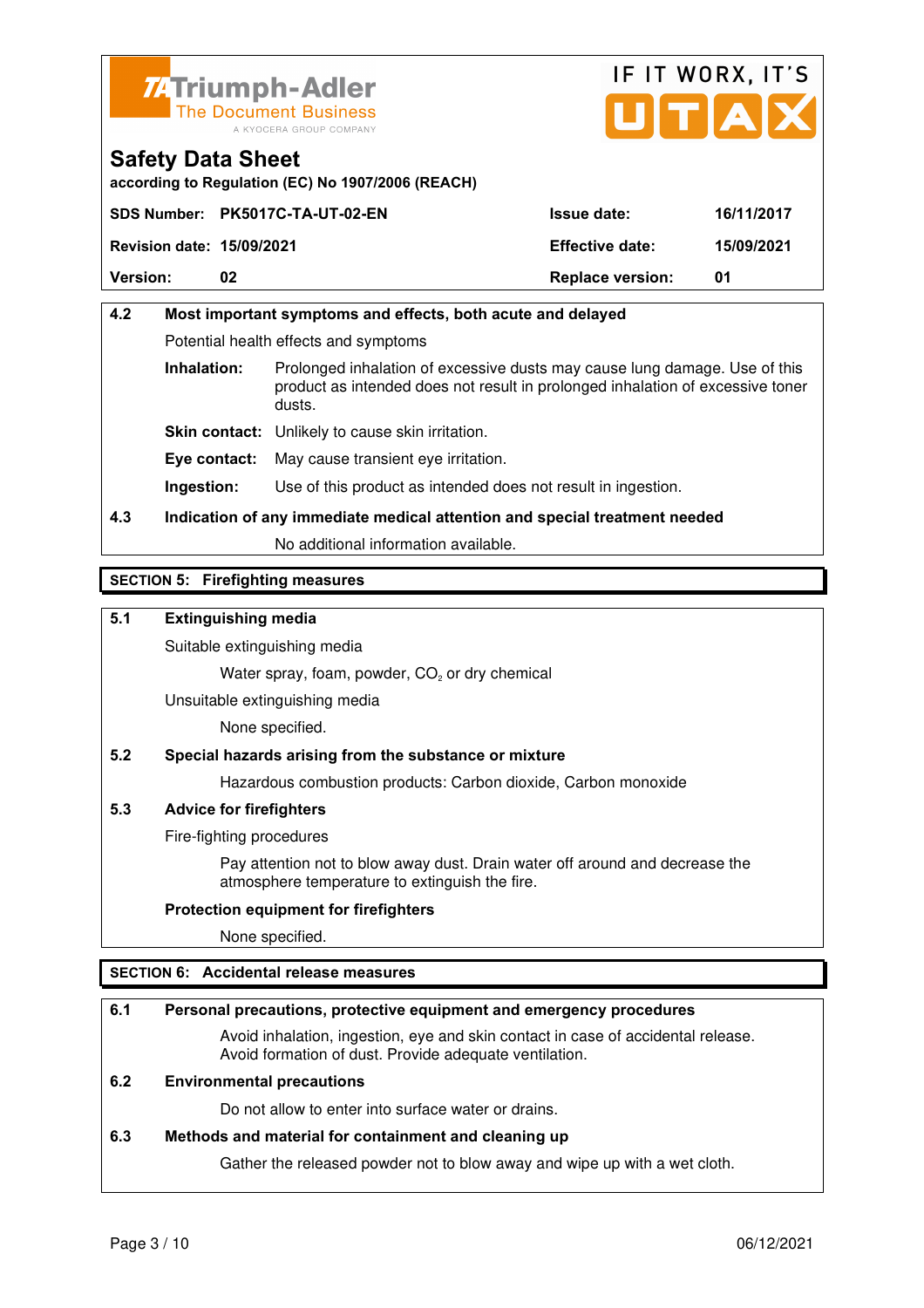# Safety Data Sheet

according to Regulation (EC) No 1907/2006 (REACH)

| SDS Number: | PK5017C-TA-UT-02-EN | Issue date: | 16/11/2017 |
|---|---|---|---|
| Revision date: | 15/09/2021 | Effective date: | 15/09/2021 |
| Version: | 02 | Replace version: | 01 |

### 4.2 Most important symptoms and effects, both acute and delayed

Potential health effects and symptoms

**Inhalation:** Prolonged inhalation of excessive dusts may cause lung damage. Use of this product as intended does not result in prolonged inhalation of excessive toner dusts.

**Skin contact:** Unlikely to cause skin irritation.

**Eye contact:** May cause transient eye irritation.

**Ingestion:** Use of this product as intended does not result in ingestion.

### 4.3 Indication of any immediate medical attention and special treatment needed

No additional information available.

## SECTION 5: Firefighting measures

### 5.1 Extinguishing media

Suitable extinguishing media

Water spray, foam, powder, $CO_2$ or dry chemical

Unsuitable extinguishing media

None specified.

### 5.2 Special hazards arising from the substance or mixture

Hazardous combustion products: Carbon dioxide, Carbon monoxide

### 5.3 Advice for firefighters

Fire-fighting procedures

Pay attention not to blow away dust. Drain water off around and decrease the atmosphere temperature to extinguish the fire.

**Protection equipment for firefighters**

None specified.

## SECTION 6: Accidental release measures

### 6.1 Personal precautions, protective equipment and emergency procedures

Avoid inhalation, ingestion, eye and skin contact in case of accidental release. Avoid formation of dust. Provide adequate ventilation.

### 6.2 Environmental precautions

Do not allow to enter into surface water or drains.

### 6.3 Methods and material for containment and cleaning up

Gather the released powder not to blow away and wipe up with a wet cloth.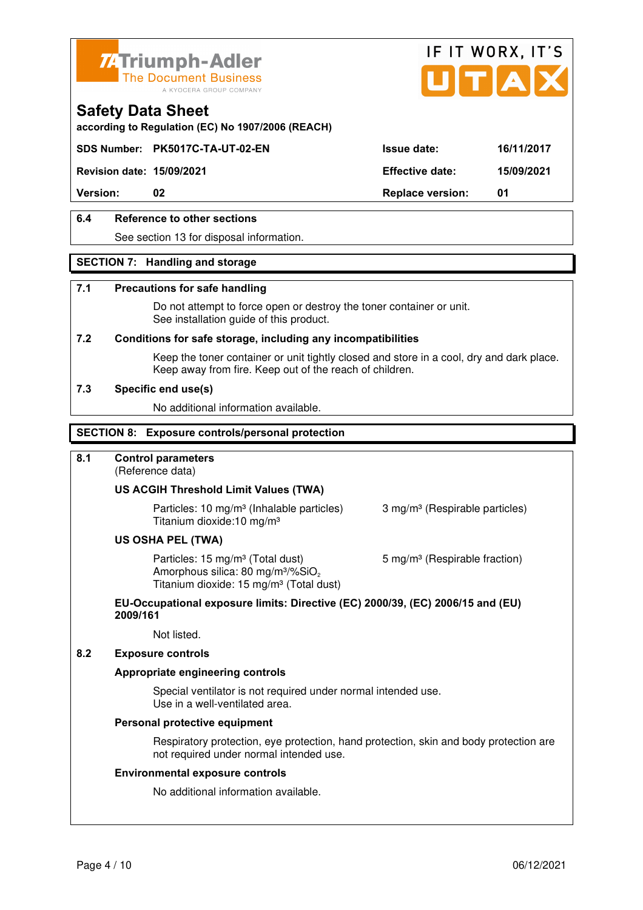# Safety Data Sheet

according to Regulation (EC) No 1907/2006 (REACH)

| | | | |
|---|---|---|---|
| **SDS Number:** | **PK5017C-TA-UT-02-EN** | **Issue date:** | **16/11/2017** |
| **Revision date:** | **15/09/2021** | **Effective date:** | **15/09/2021** |
| **Version:** | **02** | **Replace version:** | **01** |

### 6.4 Reference to other sections

See section 13 for disposal information.

## SECTION 7: Handling and storage

### 7.1 Precautions for safe handling

Do not attempt to force open or destroy the toner container or unit.
See installation guide of this product.

### 7.2 Conditions for safe storage, including any incompatibilities

Keep the toner container or unit tightly closed and store in a cool, dry and dark place.
Keep away from fire. Keep out of the reach of children.

### 7.3 Specific end use(s)

No additional information available.

## SECTION 8: Exposure controls/personal protection

### 8.1 Control parameters

(Reference data)

**US ACGIH Threshold Limit Values (TWA)**

Particles: 10 mg/m³ (Inhalable particles) 3 mg/m³ (Respirable particles)
Titanium dioxide:10 mg/m³

**US OSHA PEL (TWA)**

Particles: 15 mg/m³ (Total dust) 5 mg/m³ (Respirable fraction)
Amorphous silica: 80 mg/m³/%$SiO_2$
Titanium dioxide: 15 mg/m³ (Total dust)

**EU-Occupational exposure limits: Directive (EC) 2000/39, (EC) 2006/15 and (EU) 2009/161**

Not listed.

### 8.2 Exposure controls

**Appropriate engineering controls**

Special ventilator is not required under normal intended use.
Use in a well-ventilated area.

**Personal protective equipment**

Respiratory protection, eye protection, hand protection, skin and body protection are not required under normal intended use.

**Environmental exposure controls**

No additional information available.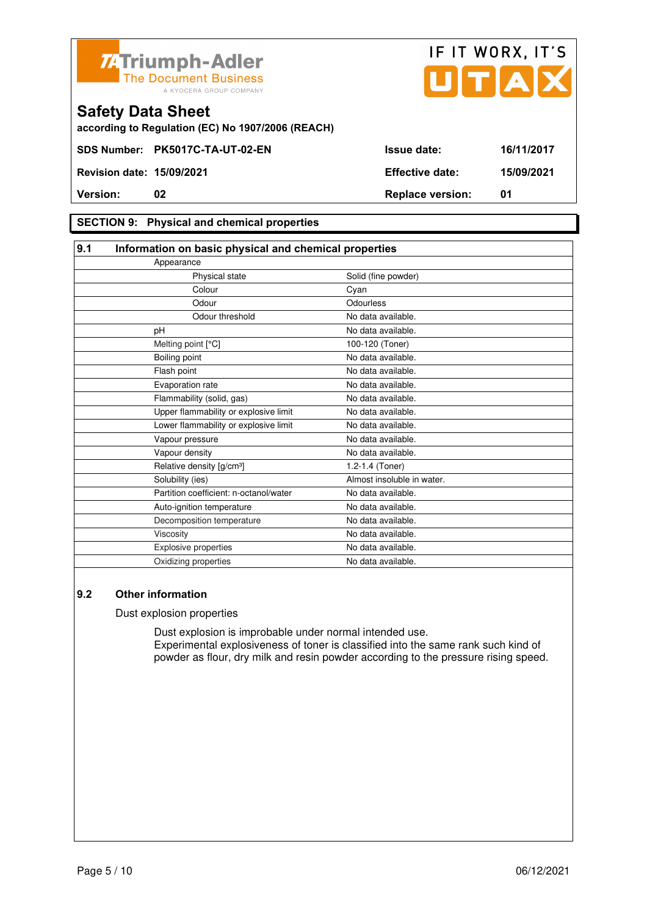# Safety Data Sheet

according to Regulation (EC) No 1907/2006 (REACH)

| | | | |
|---|---|---|---|
| **SDS Number:** | **PK5017C-TA-UT-02-EN** | **Issue date:** | **16/11/2017** |
| **Revision date:** | **15/09/2021** | **Effective date:** | **15/09/2021** |
| **Version:** | **02** | **Replace version:** | **01** |

## SECTION 9: Physical and chemical properties

### 9.1 Information on basic physical and chemical properties

| | |
|---|---|
| Appearance | |
| Physical state | Solid (fine powder) |
| Colour | Cyan |
| Odour | Odourless |
| Odour threshold | No data available. |
| pH | No data available. |
| Melting point [°C] | 100-120 (Toner) |
| Boiling point | No data available. |
| Flash point | No data available. |
| Evaporation rate | No data available. |
| Flammability (solid, gas) | No data available. |
| Upper flammability or explosive limit | No data available. |
| Lower flammability or explosive limit | No data available. |
| Vapour pressure | No data available. |
| Vapour density | No data available. |
| Relative density [g/cm³] | 1.2-1.4 (Toner) |
| Solubility (ies) | Almost insoluble in water. |
| Partition coefficient: n-octanol/water | No data available. |
| Auto-ignition temperature | No data available. |
| Decomposition temperature | No data available. |
| Viscosity | No data available. |
| Explosive properties | No data available. |
| Oxidizing properties | No data available. |

### 9.2 Other information

Dust explosion properties

Dust explosion is improbable under normal intended use.
Experimental explosiveness of toner is classified into the same rank such kind of powder as flour, dry milk and resin powder according to the pressure rising speed.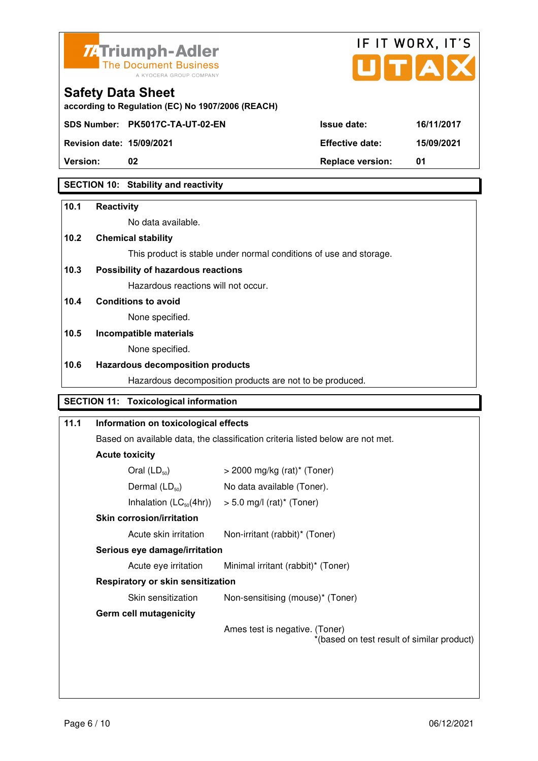## SECTION 10: Stability and reactivity

**10.1 Reactivity**

No data available.

**10.2 Chemical stability**

This product is stable under normal conditions of use and storage.

**10.3 Possibility of hazardous reactions**

Hazardous reactions will not occur.

**10.4 Conditions to avoid**

None specified.

**10.5 Incompatible materials**

None specified.

**10.6 Hazardous decomposition products**

Hazardous decomposition products are not to be produced.

## SECTION 11: Toxicological information

**11.1 Information on toxicological effects**

Based on available data, the classification criteria listed below are not met.

**Acute toxicity**

| | |
|---|---|
| Oral ($LD_{50}$) | > 2000 mg/kg (rat)* (Toner) |
| Dermal ($LD_{50}$) | No data available (Toner). |
| Inhalation ($LC_{50}$(4hr)) | > 5.0 mg/l (rat)* (Toner) |

**Skin corrosion/irritation**

| | |
|---|---|
| Acute skin irritation | Non-irritant (rabbit)* (Toner) |

**Serious eye damage/irritation**

| | |
|---|---|
| Acute eye irritation | Minimal irritant (rabbit)* (Toner) |

**Respiratory or skin sensitization**

| | |
|---|---|
| Skin sensitization | Non-sensitising (mouse)* (Toner) |

**Germ cell mutagenicity**

Ames test is negative. (Toner)

*(based on test result of similar product)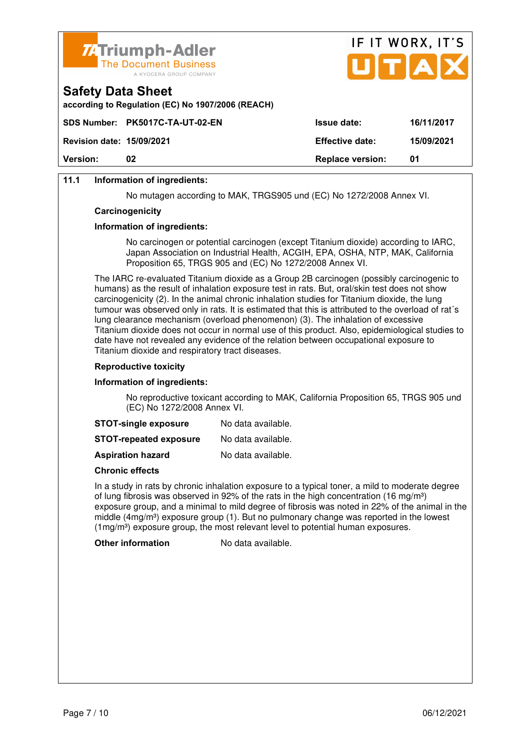| | | | |
|---|---|---|---|
| **SDS Number:** | **PK5017C-TA-UT-02-EN** | **Issue date:** | **16/11/2017** |
| **Revision date:** | **15/09/2021** | **Effective date:** | **15/09/2021** |
| **Version:** | **02** | **Replace version:** | **01** |

**11.1 Information of ingredients:**

No mutagen according to MAK, TRGS905 und (EC) No 1272/2008 Annex VI.

**Carcinogenicity**

**Information of ingredients:**

No carcinogen or potential carcinogen (except Titanium dioxide) according to IARC, Japan Association on Industrial Health, ACGIH, EPA, OSHA, NTP, MAK, California Proposition 65, TRGS 905 and (EC) No 1272/2008 Annex VI.

The IARC re-evaluated Titanium dioxide as a Group 2B carcinogen (possibly carcinogenic to humans) as the result of inhalation exposure test in rats. But, oral/skin test does not show carcinogenicity (2). In the animal chronic inhalation studies for Titanium dioxide, the lung tumour was observed only in rats. It is estimated that this is attributed to the overload of rat´s lung clearance mechanism (overload phenomenon) (3). The inhalation of excessive Titanium dioxide does not occur in normal use of this product. Also, epidemiological studies to date have not revealed any evidence of the relation between occupational exposure to Titanium dioxide and respiratory tract diseases.

**Reproductive toxicity**

**Information of ingredients:**

No reproductive toxicant according to MAK, California Proposition 65, TRGS 905 und (EC) No 1272/2008 Annex VI.

**STOT-single exposure** No data available.

**STOT-repeated exposure** No data available.

**Aspiration hazard** No data available.

**Chronic effects**

In a study in rats by chronic inhalation exposure to a typical toner, a mild to moderate degree of lung fibrosis was observed in 92% of the rats in the high concentration (16 mg/m³) exposure group, and a minimal to mild degree of fibrosis was noted in 22% of the animal in the middle (4mg/m³) exposure group (1). But no pulmonary change was reported in the lowest (1mg/m³) exposure group, the most relevant level to potential human exposures.

**Other information** No data available.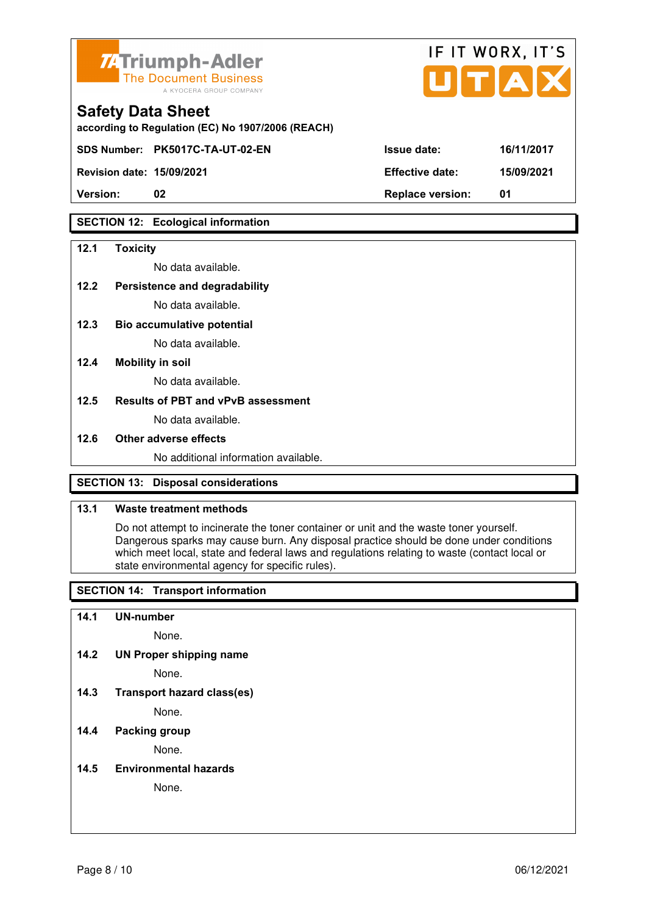## SECTION 12: Ecological information

**12.1 Toxicity**

No data available.

**12.2 Persistence and degradability**

No data available.

**12.3 Bio accumulative potential**

No data available.

**12.4 Mobility in soil**

No data available.

**12.5 Results of PBT and vPvB assessment**

No data available.

**12.6 Other adverse effects**

No additional information available.

## SECTION 13: Disposal considerations

**13.1 Waste treatment methods**

Do not attempt to incinerate the toner container or unit and the waste toner yourself. Dangerous sparks may cause burn. Any disposal practice should be done under conditions which meet local, state and federal laws and regulations relating to waste (contact local or state environmental agency for specific rules).

## SECTION 14: Transport information

**14.1 UN-number**

None.

**14.2 UN Proper shipping name**

None.

**14.3 Transport hazard class(es)**

None.

**14.4 Packing group**

None.

**14.5 Environmental hazards**

None.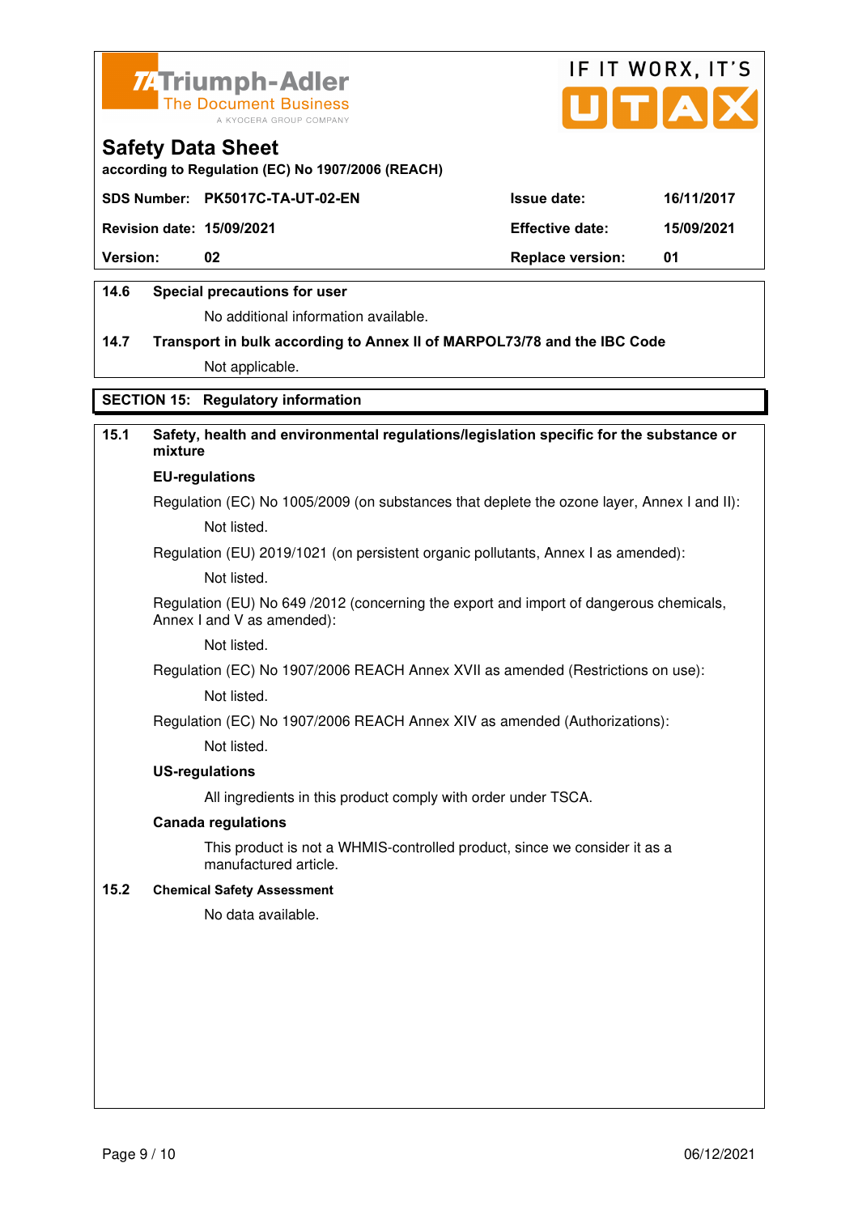## Safety Data Sheet

according to Regulation (EC) No 1907/2006 (REACH)

| | | | |
|---|---|---|---|
| **SDS Number:** | **PK5017C-TA-UT-02-EN** | **Issue date:** | **16/11/2017** |
| **Revision date:** | **15/09/2021** | **Effective date:** | **15/09/2021** |
| **Version:** | **02** | **Replace version:** | **01** |

**14.6 Special precautions for user**

No additional information available.

**14.7 Transport in bulk according to Annex II of MARPOL73/78 and the IBC Code**

Not applicable.

## SECTION 15: Regulatory information

**15.1 Safety, health and environmental regulations/legislation specific for the substance or mixture**

**EU-regulations**

Regulation (EC) No 1005/2009 (on substances that deplete the ozone layer, Annex I and II):

Not listed.

Regulation (EU) 2019/1021 (on persistent organic pollutants, Annex I as amended):

Not listed.

Regulation (EU) No 649 /2012 (concerning the export and import of dangerous chemicals, Annex I and V as amended):

Not listed.

Regulation (EC) No 1907/2006 REACH Annex XVII as amended (Restrictions on use):

Not listed.

Regulation (EC) No 1907/2006 REACH Annex XIV as amended (Authorizations):

Not listed.

**US-regulations**

All ingredients in this product comply with order under TSCA.

**Canada regulations**

This product is not a WHMIS-controlled product, since we consider it as a manufactured article.

**15.2 Chemical Safety Assessment**

No data available.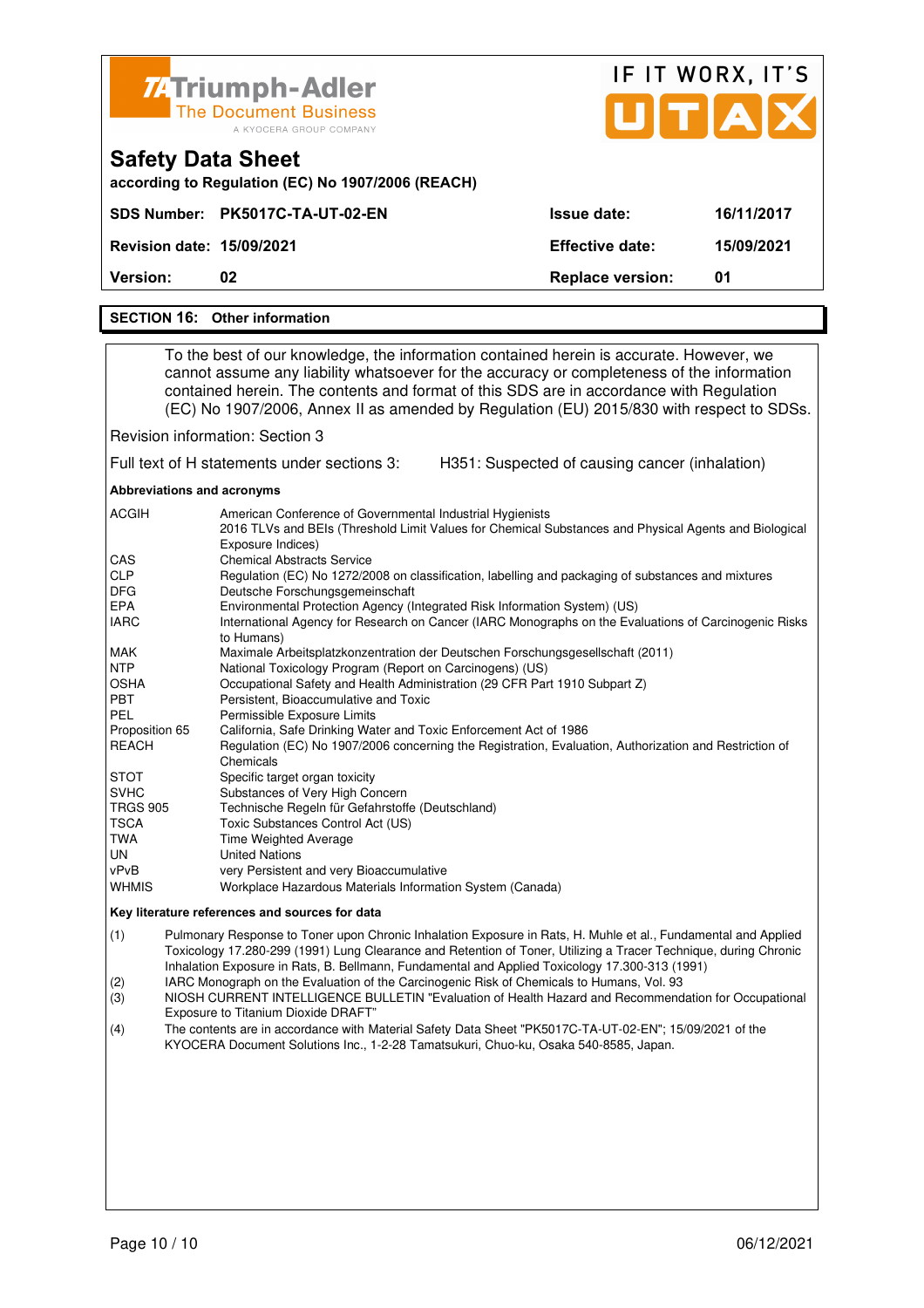# Safety Data Sheet

according to Regulation (EC) No 1907/2006 (REACH)

| | | | |
|---|---|---|---|
| **SDS Number:** | **PK5017C-TA-UT-02-EN** | **Issue date:** | **16/11/2017** |
| **Revision date:** | **15/09/2021** | **Effective date:** | **15/09/2021** |
| **Version:** | **02** | **Replace version:** | **01** |

## SECTION 16: Other information

To the best of our knowledge, the information contained herein is accurate. However, we cannot assume any liability whatsoever for the accuracy or completeness of the information contained herein. The contents and format of this SDS are in accordance with Regulation (EC) No 1907/2006, Annex II as amended by Regulation (EU) 2015/830 with respect to SDSs.

Revision information: Section 3

Full text of H statements under sections 3: H351: Suspected of causing cancer (inhalation)

### Abbreviations and acronyms

| | |
|---|---|
| ACGIH | American Conference of Governmental Industrial Hygienists<br>2016 TLVs and BEIs (Threshold Limit Values for Chemical Substances and Physical Agents and Biological Exposure Indices) |
| CAS | Chemical Abstracts Service |
| CLP | Regulation (EC) No 1272/2008 on classification, labelling and packaging of substances and mixtures |
| DFG | Deutsche Forschungsgemeinschaft |
| EPA | Environmental Protection Agency (Integrated Risk Information System) (US) |
| IARC | International Agency for Research on Cancer (IARC Monographs on the Evaluations of Carcinogenic Risks to Humans) |
| MAK | Maximale Arbeitsplatzkonzentration der Deutschen Forschungsgesellschaft (2011) |
| NTP | National Toxicology Program (Report on Carcinogens) (US) |
| OSHA | Occupational Safety and Health Administration (29 CFR Part 1910 Subpart Z) |
| PBT | Persistent, Bioaccumulative and Toxic |
| PEL | Permissible Exposure Limits |
| Proposition 65 | California, Safe Drinking Water and Toxic Enforcement Act of 1986 |
| REACH | Regulation (EC) No 1907/2006 concerning the Registration, Evaluation, Authorization and Restriction of Chemicals |
| STOT | Specific target organ toxicity |
| SVHC | Substances of Very High Concern |
| TRGS 905 | Technische Regeln für Gefahrstoffe (Deutschland) |
| TSCA | Toxic Substances Control Act (US) |
| TWA | Time Weighted Average |
| UN | United Nations |
| vPvB | very Persistent and very Bioaccumulative |
| WHMIS | Workplace Hazardous Materials Information System (Canada) |

### Key literature references and sources for data

(1) Pulmonary Response to Toner upon Chronic Inhalation Exposure in Rats, H. Muhle et al., Fundamental and Applied Toxicology 17.280-299 (1991) Lung Clearance and Retention of Toner, Utilizing a Tracer Technique, during Chronic Inhalation Exposure in Rats, B. Bellmann, Fundamental and Applied Toxicology 17.300-313 (1991)

(2) IARC Monograph on the Evaluation of the Carcinogenic Risk of Chemicals to Humans, Vol. 93

(3) NIOSH CURRENT INTELLIGENCE BULLETIN "Evaluation of Health Hazard and Recommendation for Occupational Exposure to Titanium Dioxide DRAFT"

(4) The contents are in accordance with Material Safety Data Sheet "PK5017C-TA-UT-02-EN"; 15/09/2021 of the KYOCERA Document Solutions Inc., 1-2-28 Tamatsukuri, Chuo-ku, Osaka 540-8585, Japan.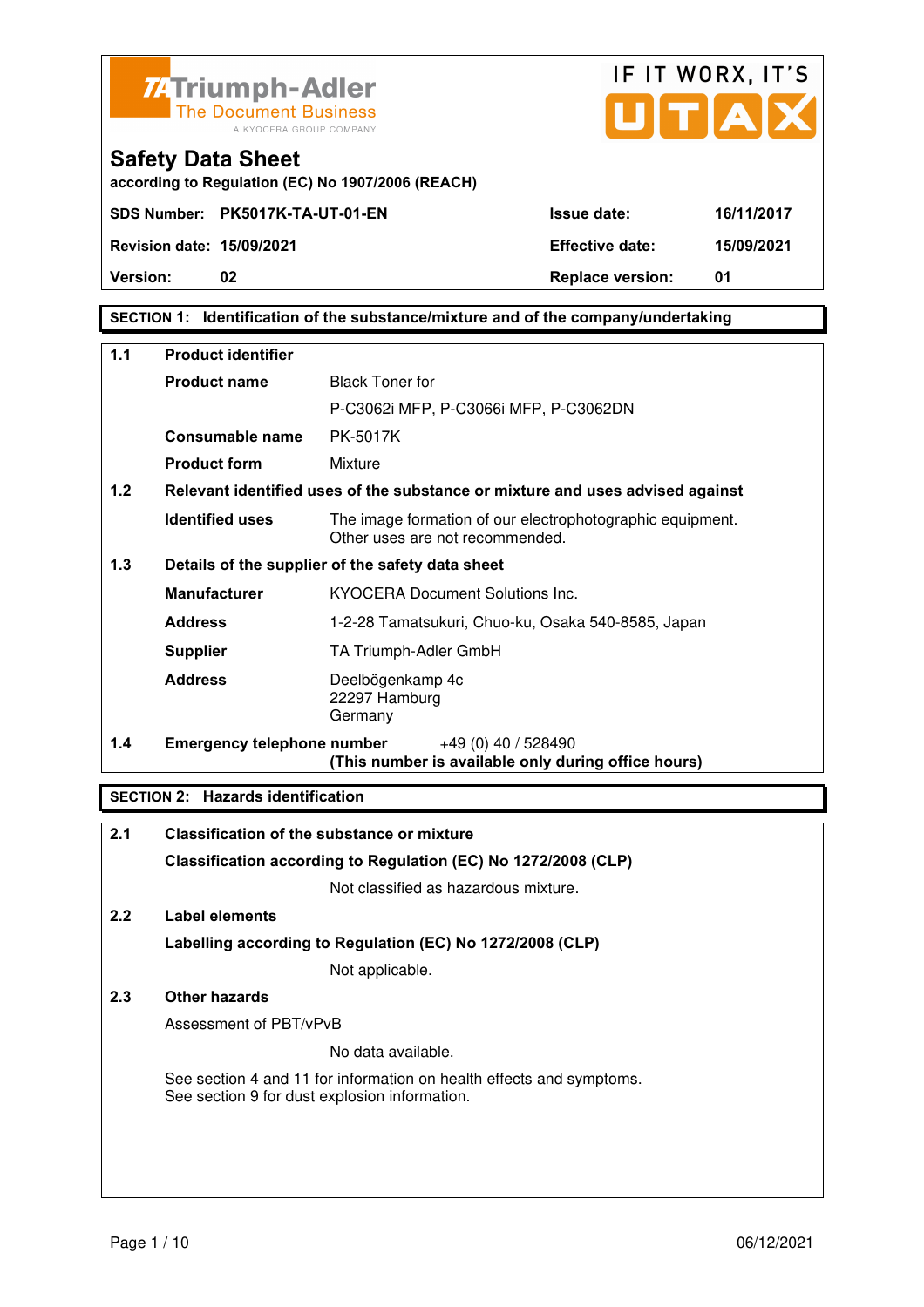TA Triumph-Adler
The Document Business
A KYOCERA GROUP COMPANY

IF IT WORX, IT'S UTAX

# Safety Data Sheet

**according to Regulation (EC) No 1907/2006 (REACH)**

| | | | |
|---|---|---|---|
| **SDS Number:** | **PK5017K-TA-UT-01-EN** | **Issue date:** | **16/11/2017** |
| **Revision date:** | **15/09/2021** | **Effective date:** | **15/09/2021** |
| **Version:** | **02** | **Replace version:** | **01** |

## SECTION 1: Identification of the substance/mixture and of the company/undertaking

**1.1 Product identifier**

| | |
|---|---|
| **Product name** | Black Toner for P-C3062i MFP, P-C3066i MFP, P-C3062DN |
| **Consumable name** | PK-5017K |
| **Product form** | Mixture |

**1.2 Relevant identified uses of the substance or mixture and uses advised against**

| | |
|---|---|
| **Identified uses** | The image formation of our electrophotographic equipment. Other uses are not recommended. |

**1.3 Details of the supplier of the safety data sheet**

| | |
|---|---|
| **Manufacturer** | KYOCERA Document Solutions Inc. |
| **Address** | 1-2-28 Tamatsukuri, Chuo-ku, Osaka 540-8585, Japan |
| **Supplier** | TA Triumph-Adler GmbH |
| **Address** | Deelbögenkamp 4c<br>22297 Hamburg<br>Germany |

**1.4 Emergency telephone number** +49 (0) 40 / 528490
**(This number is available only during office hours)**

## SECTION 2: Hazards identification

**2.1 Classification of the substance or mixture**

**Classification according to Regulation (EC) No 1272/2008 (CLP)**

Not classified as hazardous mixture.

**2.2 Label elements**

**Labelling according to Regulation (EC) No 1272/2008 (CLP)**

Not applicable.

**2.3 Other hazards**

Assessment of PBT/vPvB

No data available.

See section 4 and 11 for information on health effects and symptoms.
See section 9 for dust explosion information.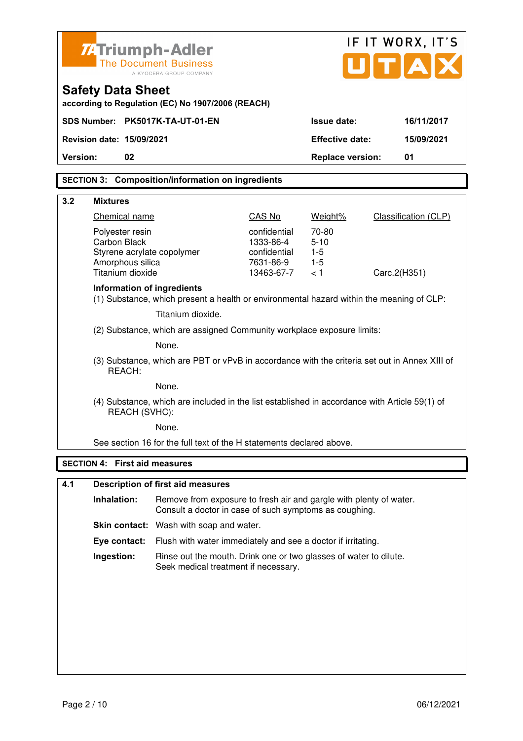**Triumph-Adler** The Document Business — A KYOCERA GROUP COMPANY

IF IT WORX, IT'S UTAX

# Safety Data Sheet

according to Regulation (EC) No 1907/2006 (REACH)

| | | | |
|---|---|---|---|
| **SDS Number:** | **PK5017K-TA-UT-01-EN** | **Issue date:** | **16/11/2017** |
| **Revision date:** | **15/09/2021** | **Effective date:** | **15/09/2021** |
| **Version:** | **02** | **Replace version:** | **01** |

## SECTION 3: Composition/information on ingredients

### 3.2 Mixtures

| Chemical name | CAS No | Weight% | Classification (CLP) |
|---|---|---|---|
| Polyester resin | confidential | 70-80 | |
| Carbon Black | 1333-86-4 | 5-10 | |
| Styrene acrylate copolymer | confidential | 1-5 | |
| Amorphous silica | 7631-86-9 | 1-5 | |
| Titanium dioxide | 13463-67-7 | < 1 | Carc.2(H351) |

**Information of ingredients**

(1) Substance, which present a health or environmental hazard within the meaning of CLP:

Titanium dioxide.

(2) Substance, which are assigned Community workplace exposure limits:

None.

(3) Substance, which are PBT or vPvB in accordance with the criteria set out in Annex XIII of REACH:

None.

(4) Substance, which are included in the list established in accordance with Article 59(1) of REACH (SVHC):

None.

See section 16 for the full text of the H statements declared above.

## SECTION 4: First aid measures

### 4.1 Description of first aid measures

**Inhalation:** Remove from exposure to fresh air and gargle with plenty of water. Consult a doctor in case of such symptoms as coughing.

**Skin contact:** Wash with soap and water.

**Eye contact:** Flush with water immediately and see a doctor if irritating.

**Ingestion:** Rinse out the mouth. Drink one or two glasses of water to dilute. Seek medical treatment if necessary.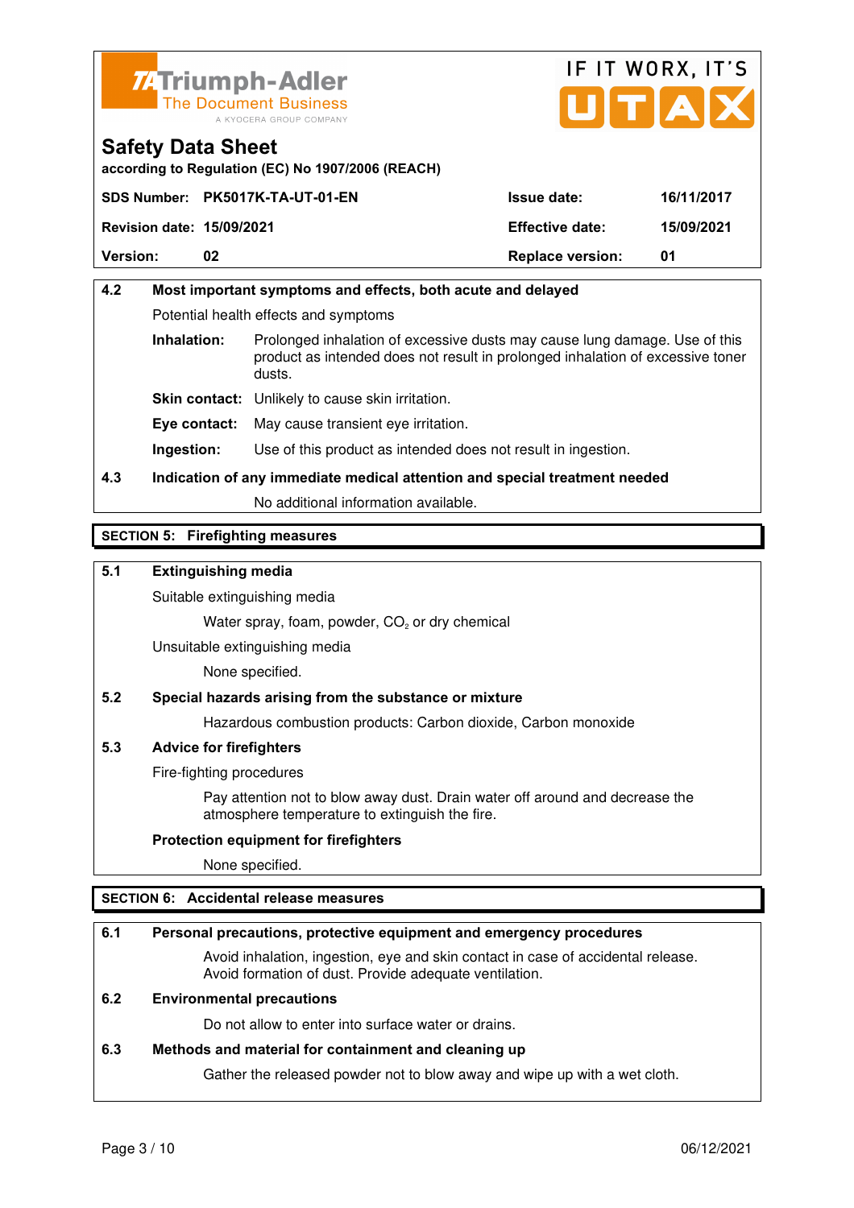# Safety Data Sheet

according to Regulation (EC) No 1907/2006 (REACH)

| | | | |
|---|---|---|---|
| **SDS Number:** | **PK5017K-TA-UT-01-EN** | **Issue date:** | **16/11/2017** |
| **Revision date:** | **15/09/2021** | **Effective date:** | **15/09/2021** |
| **Version:** | **02** | **Replace version:** | **01** |

**4.2 Most important symptoms and effects, both acute and delayed**

Potential health effects and symptoms

**Inhalation:** Prolonged inhalation of excessive dusts may cause lung damage. Use of this product as intended does not result in prolonged inhalation of excessive toner dusts.

**Skin contact:** Unlikely to cause skin irritation.

**Eye contact:** May cause transient eye irritation.

**Ingestion:** Use of this product as intended does not result in ingestion.

**4.3 Indication of any immediate medical attention and special treatment needed**

No additional information available.

## SECTION 5: Firefighting measures

**5.1 Extinguishing media**

Suitable extinguishing media

Water spray, foam, powder, $CO_2$ or dry chemical

Unsuitable extinguishing media

None specified.

**5.2 Special hazards arising from the substance or mixture**

Hazardous combustion products: Carbon dioxide, Carbon monoxide

**5.3 Advice for firefighters**

Fire-fighting procedures

Pay attention not to blow away dust. Drain water off around and decrease the atmosphere temperature to extinguish the fire.

**Protection equipment for firefighters**

None specified.

## SECTION 6: Accidental release measures

**6.1 Personal precautions, protective equipment and emergency procedures**

Avoid inhalation, ingestion, eye and skin contact in case of accidental release. Avoid formation of dust. Provide adequate ventilation.

**6.2 Environmental precautions**

Do not allow to enter into surface water or drains.

**6.3 Methods and material for containment and cleaning up**

Gather the released powder not to blow away and wipe up with a wet cloth.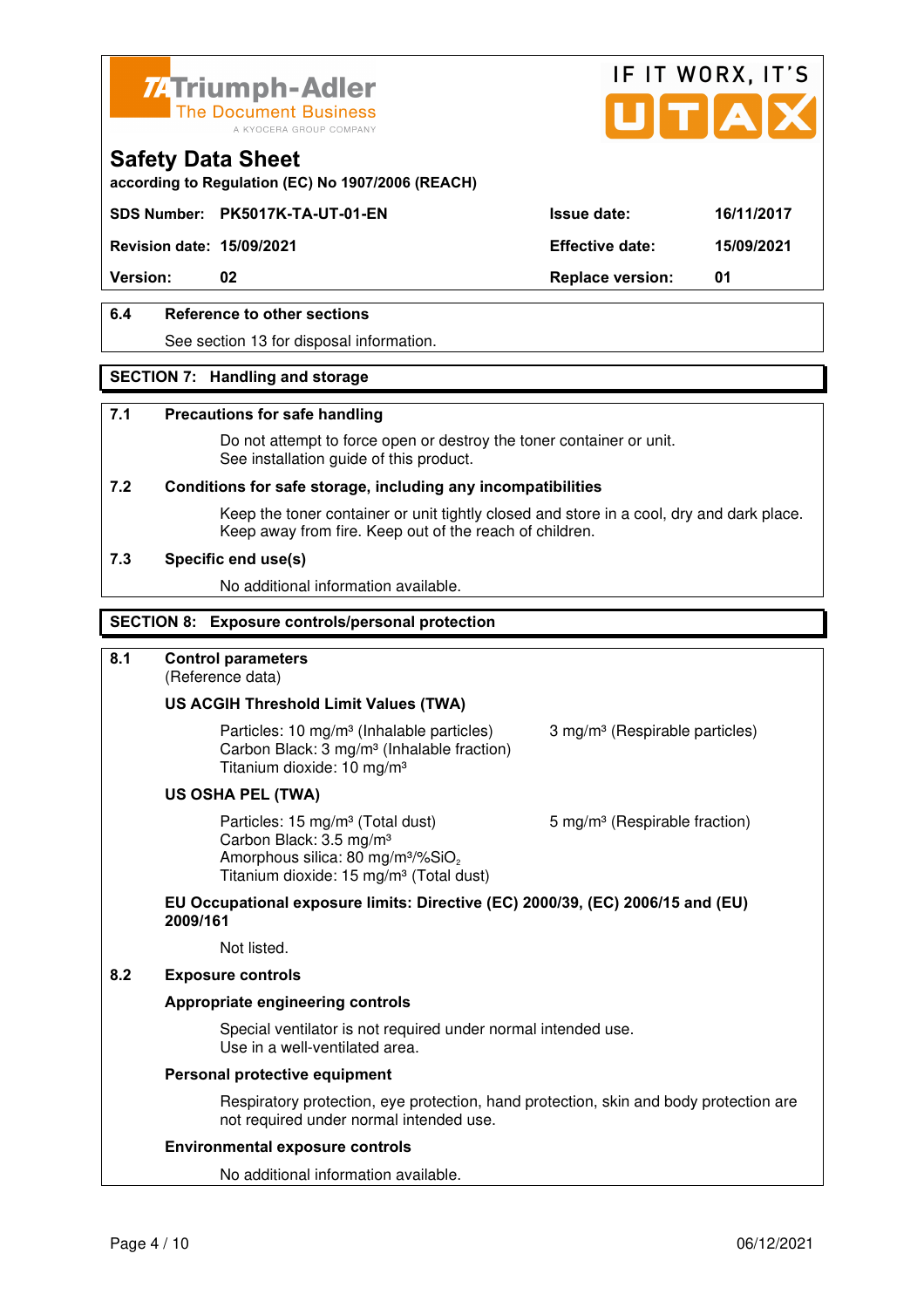# Safety Data Sheet

according to Regulation (EC) No 1907/2006 (REACH)

| | | | |
|---|---|---|---|
| **SDS Number:** | **PK5017K-TA-UT-01-EN** | **Issue date:** | **16/11/2017** |
| **Revision date:** | **15/09/2021** | **Effective date:** | **15/09/2021** |
| **Version:** | **02** | **Replace version:** | **01** |

### 6.4 Reference to other sections

See section 13 for disposal information.

## SECTION 7: Handling and storage

### 7.1 Precautions for safe handling

Do not attempt to force open or destroy the toner container or unit.
See installation guide of this product.

### 7.2 Conditions for safe storage, including any incompatibilities

Keep the toner container or unit tightly closed and store in a cool, dry and dark place.
Keep away from fire. Keep out of the reach of children.

### 7.3 Specific end use(s)

No additional information available.

## SECTION 8: Exposure controls/personal protection

### 8.1 Control parameters

(Reference data)

**US ACGIH Threshold Limit Values (TWA)**

Particles: 10 mg/m³ (Inhalable particles) 3 mg/m³ (Respirable particles)
Carbon Black: 3 mg/m³ (Inhalable fraction)
Titanium dioxide: 10 mg/m³

**US OSHA PEL (TWA)**

Particles: 15 mg/m³ (Total dust) 5 mg/m³ (Respirable fraction)
Carbon Black: 3.5 mg/m³
Amorphous silica: 80 mg/m³/%$SiO_2$
Titanium dioxide: 15 mg/m³ (Total dust)

**EU Occupational exposure limits: Directive (EC) 2000/39, (EC) 2006/15 and (EU) 2009/161**

Not listed.

### 8.2 Exposure controls

**Appropriate engineering controls**

Special ventilator is not required under normal intended use.
Use in a well-ventilated area.

**Personal protective equipment**

Respiratory protection, eye protection, hand protection, skin and body protection are not required under normal intended use.

**Environmental exposure controls**

No additional information available.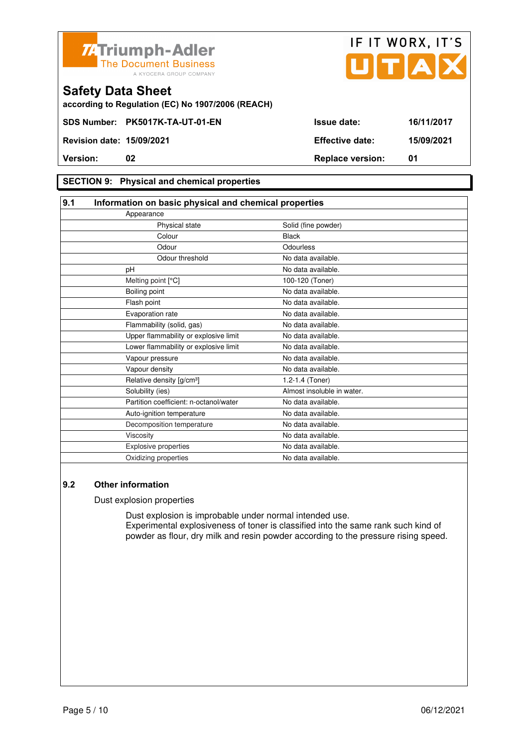# Safety Data Sheet

according to Regulation (EC) No 1907/2006 (REACH)

| SDS Number: | PK5017K-TA-UT-01-EN | Issue date: | 16/11/2017 |
|---|---|---|---|
| Revision date: | 15/09/2021 | Effective date: | 15/09/2021 |
| Version: | 02 | Replace version: | 01 |

## SECTION 9: Physical and chemical properties

### 9.1 Information on basic physical and chemical properties

| Property | Value |
|---|---|
| Appearance | |
| Physical state | Solid (fine powder) |
| Colour | Black |
| Odour | Odourless |
| Odour threshold | No data available. |
| pH | No data available. |
| Melting point [°C] | 100-120 (Toner) |
| Boiling point | No data available. |
| Flash point | No data available. |
| Evaporation rate | No data available. |
| Flammability (solid, gas) | No data available. |
| Upper flammability or explosive limit | No data available. |
| Lower flammability or explosive limit | No data available. |
| Vapour pressure | No data available. |
| Vapour density | No data available. |
| Relative density [g/cm³] | 1.2-1.4 (Toner) |
| Solubility (ies) | Almost insoluble in water. |
| Partition coefficient: n-octanol/water | No data available. |
| Auto-ignition temperature | No data available. |
| Decomposition temperature | No data available. |
| Viscosity | No data available. |
| Explosive properties | No data available. |
| Oxidizing properties | No data available. |

### 9.2 Other information

Dust explosion properties

Dust explosion is improbable under normal intended use.
Experimental explosiveness of toner is classified into the same rank such kind of powder as flour, dry milk and resin powder according to the pressure rising speed.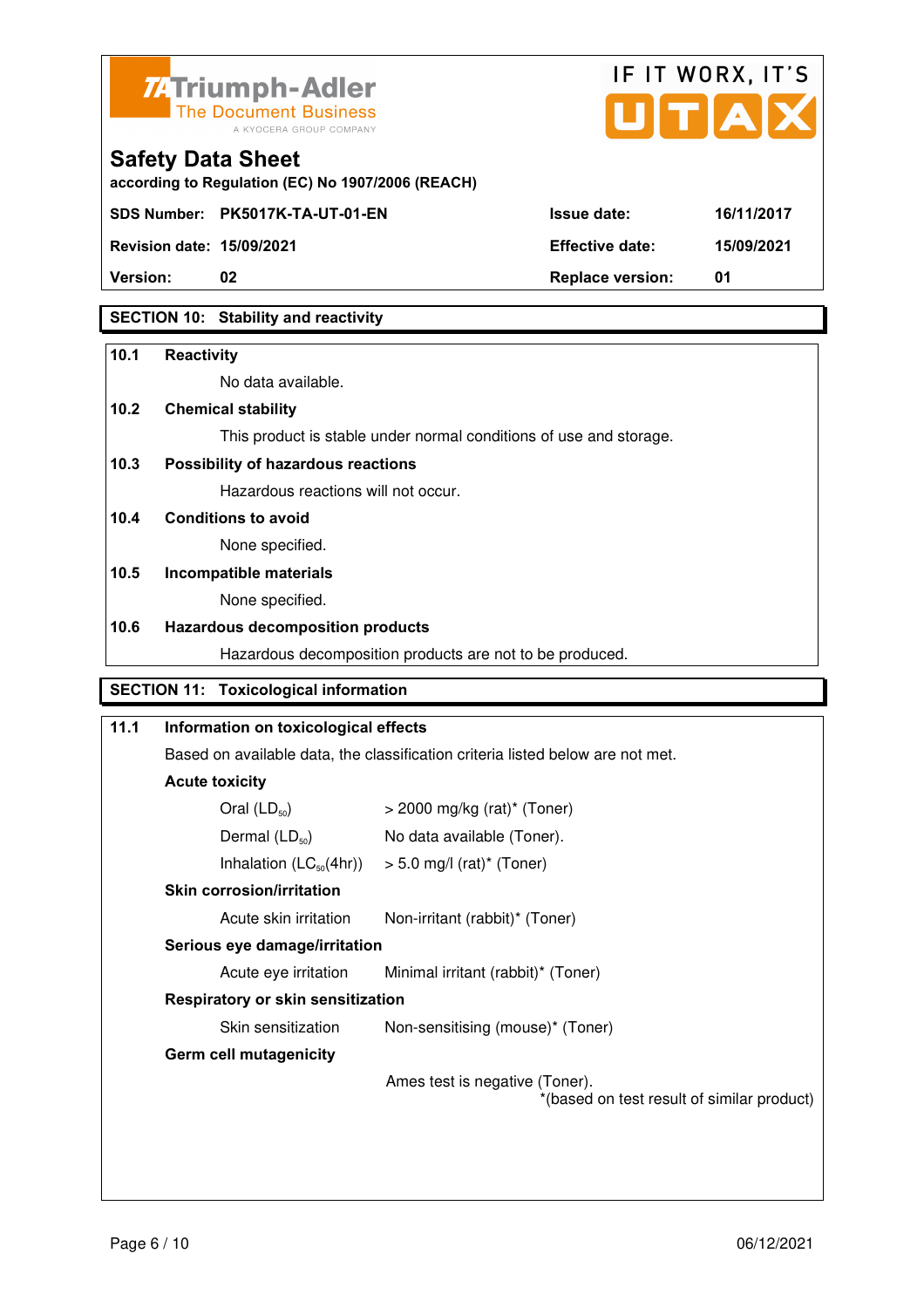## SECTION 10: Stability and reactivity

**10.1 Reactivity**

No data available.

**10.2 Chemical stability**

This product is stable under normal conditions of use and storage.

**10.3 Possibility of hazardous reactions**

Hazardous reactions will not occur.

**10.4 Conditions to avoid**

None specified.

**10.5 Incompatible materials**

None specified.

**10.6 Hazardous decomposition products**

Hazardous decomposition products are not to be produced.

## SECTION 11: Toxicological information

**11.1 Information on toxicological effects**

Based on available data, the classification criteria listed below are not met.

**Acute toxicity**

| | |
|---|---|
| Oral ($LD_{50}$) | > 2000 mg/kg (rat)* (Toner) |
| Dermal ($LD_{50}$) | No data available (Toner). |
| Inhalation ($LC_{50}$(4hr)) | > 5.0 mg/l (rat)* (Toner) |

**Skin corrosion/irritation**

| | |
|---|---|
| Acute skin irritation | Non-irritant (rabbit)* (Toner) |

**Serious eye damage/irritation**

| | |
|---|---|
| Acute eye irritation | Minimal irritant (rabbit)* (Toner) |

**Respiratory or skin sensitization**

| | |
|---|---|
| Skin sensitization | Non-sensitising (mouse)* (Toner) |

**Germ cell mutagenicity**

Ames test is negative (Toner).

*(based on test result of similar product)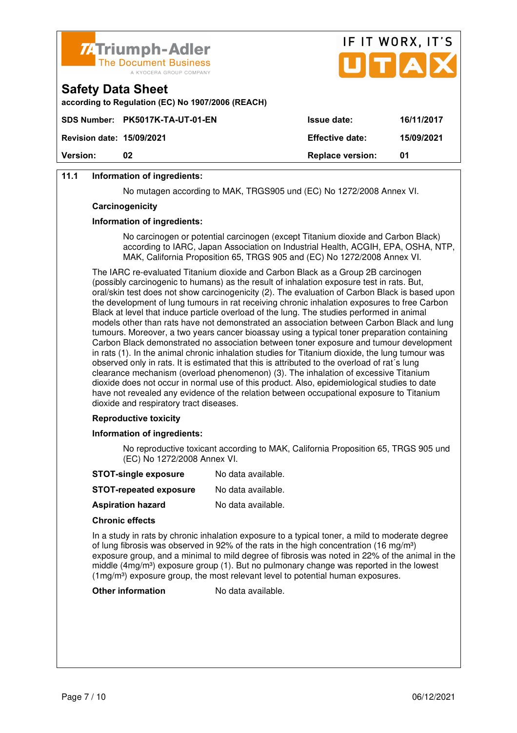**11.1 Information of ingredients:**

No mutagen according to MAK, TRGS905 und (EC) No 1272/2008 Annex VI.

**Carcinogenicity**

**Information of ingredients:**

No carcinogen or potential carcinogen (except Titanium dioxide and Carbon Black) according to IARC, Japan Association on Industrial Health, ACGIH, EPA, OSHA, NTP, MAK, California Proposition 65, TRGS 905 and (EC) No 1272/2008 Annex VI.

The IARC re-evaluated Titanium dioxide and Carbon Black as a Group 2B carcinogen (possibly carcinogenic to humans) as the result of inhalation exposure test in rats. But, oral/skin test does not show carcinogenicity (2). The evaluation of Carbon Black is based upon the development of lung tumours in rat receiving chronic inhalation exposures to free Carbon Black at level that induce particle overload of the lung. The studies performed in animal models other than rats have not demonstrated an association between Carbon Black and lung tumours. Moreover, a two years cancer bioassay using a typical toner preparation containing Carbon Black demonstrated no association between toner exposure and tumour development in rats (1). In the animal chronic inhalation studies for Titanium dioxide, the lung tumour was observed only in rats. It is estimated that this is attributed to the overload of rat´s lung clearance mechanism (overload phenomenon) (3). The inhalation of excessive Titanium dioxide does not occur in normal use of this product. Also, epidemiological studies to date have not revealed any evidence of the relation between occupational exposure to Titanium dioxide and respiratory tract diseases.

**Reproductive toxicity**

**Information of ingredients:**

No reproductive toxicant according to MAK, California Proposition 65, TRGS 905 und (EC) No 1272/2008 Annex VI.

| | |
|---|---|
| **STOT-single exposure** | No data available. |
| **STOT-repeated exposure** | No data available. |
| **Aspiration hazard** | No data available. |

**Chronic effects**

In a study in rats by chronic inhalation exposure to a typical toner, a mild to moderate degree of lung fibrosis was observed in 92% of the rats in the high concentration (16 mg/m³) exposure group, and a minimal to mild degree of fibrosis was noted in 22% of the animal in the middle (4mg/m³) exposure group (1). But no pulmonary change was reported in the lowest (1mg/m³) exposure group, the most relevant level to potential human exposures.

**Other information** No data available.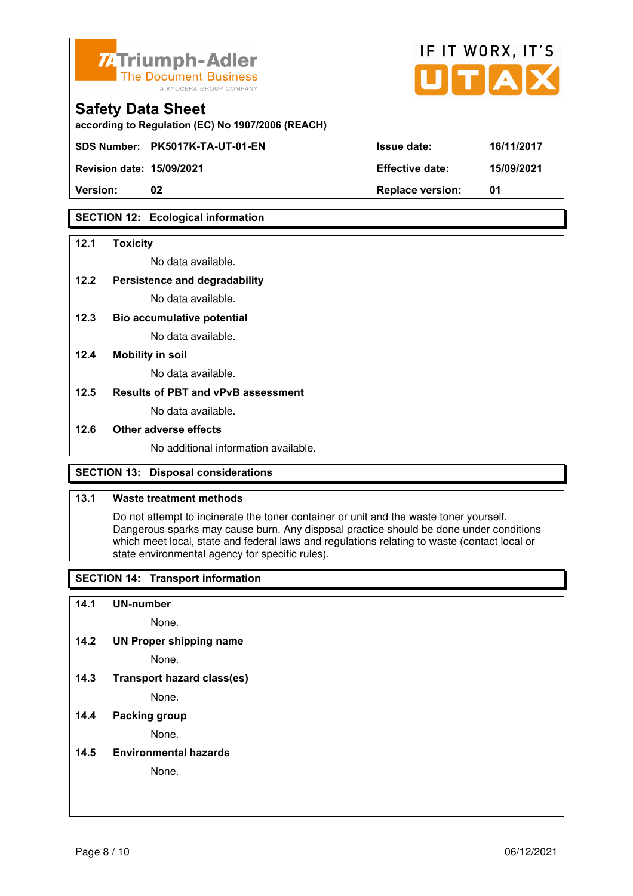**Safety Data Sheet**

according to Regulation (EC) No 1907/2006 (REACH)

| | | | |
|---|---|---|---|
| **SDS Number:** | **PK5017K-TA-UT-01-EN** | **Issue date:** | **16/11/2017** |
| **Revision date:** | **15/09/2021** | **Effective date:** | **15/09/2021** |
| **Version:** | **02** | **Replace version:** | **01** |

## SECTION 12: Ecological information

**12.1 Toxicity**

No data available.

**12.2 Persistence and degradability**

No data available.

**12.3 Bio accumulative potential**

No data available.

**12.4 Mobility in soil**

No data available.

**12.5 Results of PBT and vPvB assessment**

No data available.

**12.6 Other adverse effects**

No additional information available.

## SECTION 13: Disposal considerations

**13.1 Waste treatment methods**

Do not attempt to incinerate the toner container or unit and the waste toner yourself. Dangerous sparks may cause burn. Any disposal practice should be done under conditions which meet local, state and federal laws and regulations relating to waste (contact local or state environmental agency for specific rules).

## SECTION 14: Transport information

**14.1 UN-number**

None.

**14.2 UN Proper shipping name**

None.

**14.3 Transport hazard class(es)**

None.

**14.4 Packing group**

None.

**14.5 Environmental hazards**

None.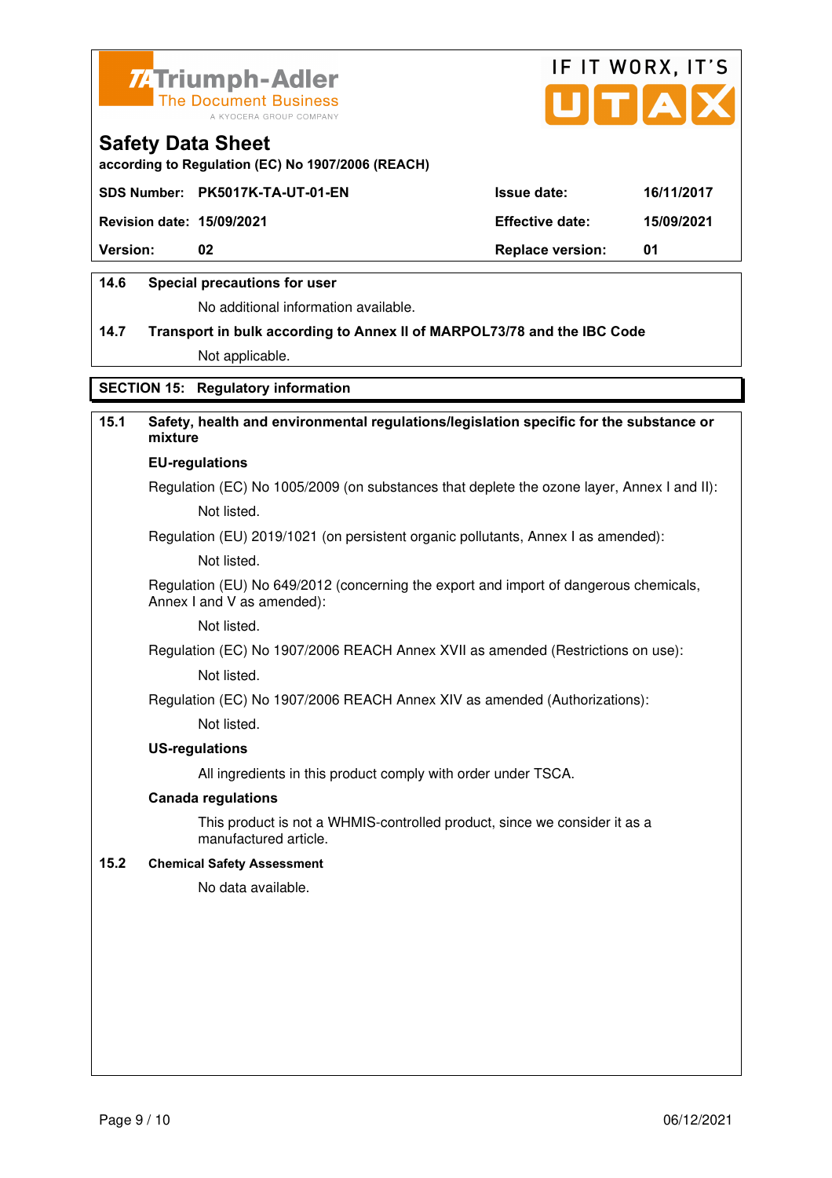### 14.6 Special precautions for user

No additional information available.

### 14.7 Transport in bulk according to Annex II of MARPOL73/78 and the IBC Code

Not applicable.

## SECTION 15: Regulatory information

### 15.1 Safety, health and environmental regulations/legislation specific for the substance or mixture

**EU-regulations**

Regulation (EC) No 1005/2009 (on substances that deplete the ozone layer, Annex I and II):

Not listed.

Regulation (EU) 2019/1021 (on persistent organic pollutants, Annex I as amended):

Not listed.

Regulation (EU) No 649/2012 (concerning the export and import of dangerous chemicals, Annex I and V as amended):

Not listed.

Regulation (EC) No 1907/2006 REACH Annex XVII as amended (Restrictions on use):

Not listed.

Regulation (EC) No 1907/2006 REACH Annex XIV as amended (Authorizations):

Not listed.

**US-regulations**

All ingredients in this product comply with order under TSCA.

**Canada regulations**

This product is not a WHMIS-controlled product, since we consider it as a manufactured article.

### 15.2 Chemical Safety Assessment

No data available.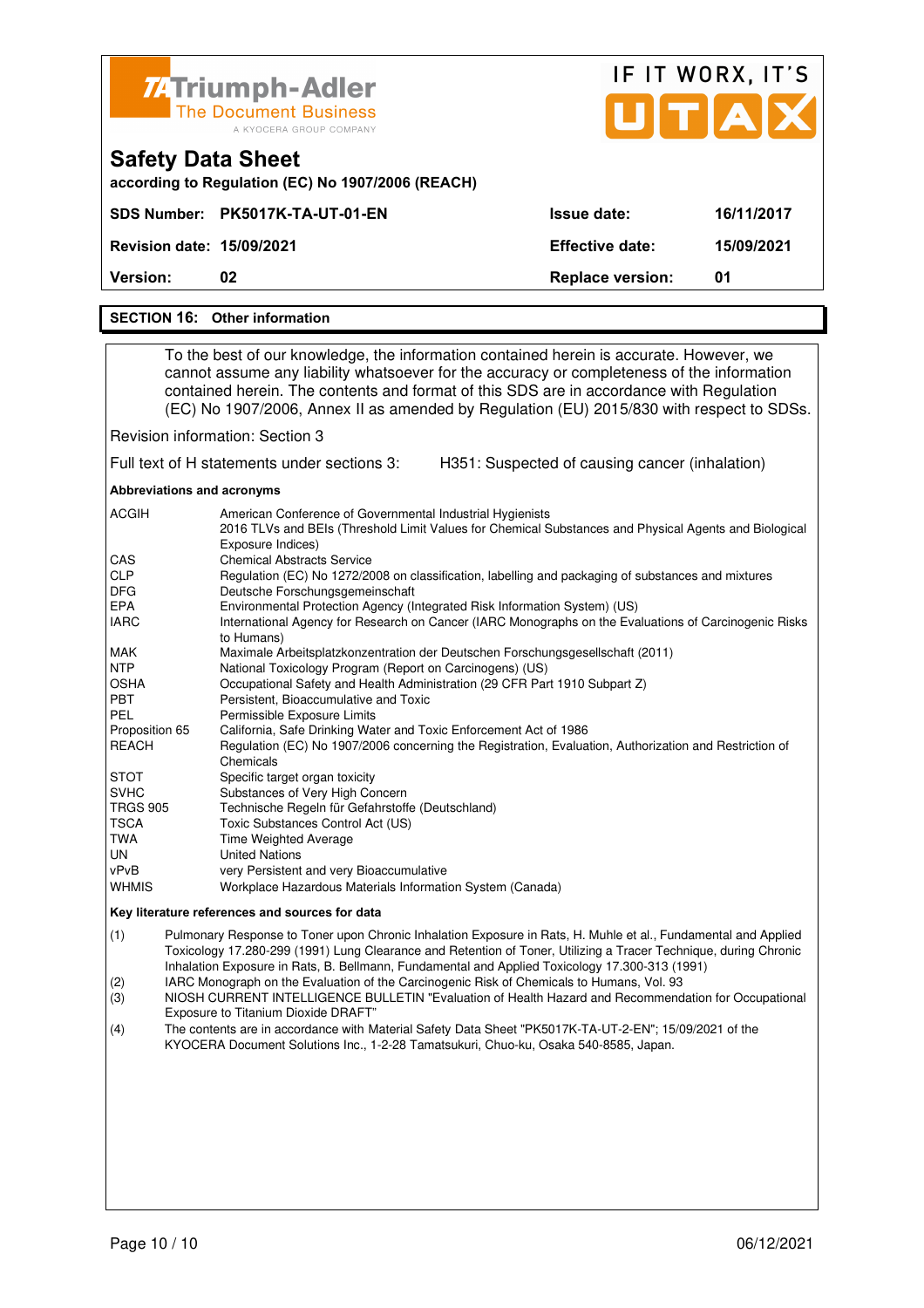# Safety Data Sheet

according to Regulation (EC) No 1907/2006 (REACH)

| | | | |
|---|---|---|---|
| **SDS Number:** | **PK5017K-TA-UT-01-EN** | **Issue date:** | **16/11/2017** |
| **Revision date:** | **15/09/2021** | **Effective date:** | **15/09/2021** |
| **Version:** | **02** | **Replace version:** | **01** |

## SECTION 16: Other information

To the best of our knowledge, the information contained herein is accurate. However, we cannot assume any liability whatsoever for the accuracy or completeness of the information contained herein. The contents and format of this SDS are in accordance with Regulation (EC) No 1907/2006, Annex II as amended by Regulation (EU) 2015/830 with respect to SDSs.

Revision information: Section 3

Full text of H statements under sections 3: H351: Suspected of causing cancer (inhalation)

**Abbreviations and acronyms**

| | |
|---|---|
| ACGIH | American Conference of Governmental Industrial Hygienists 2016 TLVs and BEIs (Threshold Limit Values for Chemical Substances and Physical Agents and Biological Exposure Indices) |
| CAS | Chemical Abstracts Service |
| CLP | Regulation (EC) No 1272/2008 on classification, labelling and packaging of substances and mixtures |
| DFG | Deutsche Forschungsgemeinschaft |
| EPA | Environmental Protection Agency (Integrated Risk Information System) (US) |
| IARC | International Agency for Research on Cancer (IARC Monographs on the Evaluations of Carcinogenic Risks to Humans) |
| MAK | Maximale Arbeitsplatzkonzentration der Deutschen Forschungsgesellschaft (2011) |
| NTP | National Toxicology Program (Report on Carcinogens) (US) |
| OSHA | Occupational Safety and Health Administration (29 CFR Part 1910 Subpart Z) |
| PBT | Persistent, Bioaccumulative and Toxic |
| PEL | Permissible Exposure Limits |
| Proposition 65 | California, Safe Drinking Water and Toxic Enforcement Act of 1986 |
| REACH | Regulation (EC) No 1907/2006 concerning the Registration, Evaluation, Authorization and Restriction of Chemicals |
| STOT | Specific target organ toxicity |
| SVHC | Substances of Very High Concern |
| TRGS 905 | Technische Regeln für Gefahrstoffe (Deutschland) |
| TSCA | Toxic Substances Control Act (US) |
| TWA | Time Weighted Average |
| UN | United Nations |
| vPvB | very Persistent and very Bioaccumulative |
| WHMIS | Workplace Hazardous Materials Information System (Canada) |

**Key literature references and sources for data**

(1) Pulmonary Response to Toner upon Chronic Inhalation Exposure in Rats, H. Muhle et al., Fundamental and Applied Toxicology 17.280-299 (1991) Lung Clearance and Retention of Toner, Utilizing a Tracer Technique, during Chronic Inhalation Exposure in Rats, B. Bellmann, Fundamental and Applied Toxicology 17.300-313 (1991)

(2) IARC Monograph on the Evaluation of the Carcinogenic Risk of Chemicals to Humans, Vol. 93

(3) NIOSH CURRENT INTELLIGENCE BULLETIN "Evaluation of Health Hazard and Recommendation for Occupational Exposure to Titanium Dioxide DRAFT"

(4) The contents are in accordance with Material Safety Data Sheet "PK5017K-TA-UT-2-EN"; 15/09/2021 of the KYOCERA Document Solutions Inc., 1-2-28 Tamatsukuri, Chuo-ku, Osaka 540-8585, Japan.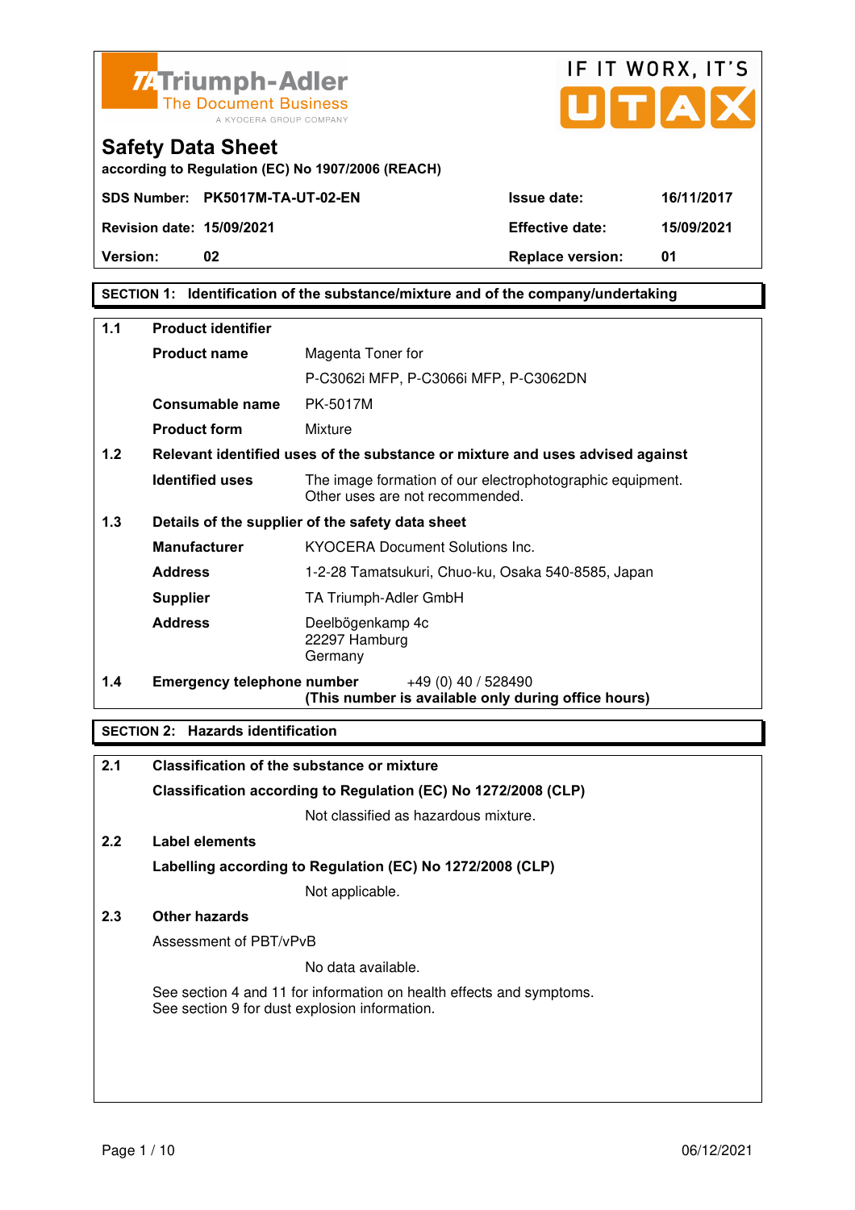**TA Triumph-Adler** The Document Business
A KYOCERA GROUP COMPANY

IF IT WORX, IT'S UTAX

# Safety Data Sheet

**according to Regulation (EC) No 1907/2006 (REACH)**

| **SDS Number:** | **PK5017M-TA-UT-02-EN** | **Issue date:** | **16/11/2017** |
|---|---|---|---|
| **Revision date:** | **15/09/2021** | **Effective date:** | **15/09/2021** |
| **Version:** | **02** | **Replace version:** | **01** |

## SECTION 1: Identification of the substance/mixture and of the company/undertaking

**1.1 Product identifier**

| | |
|---|---|
| **Product name** | Magenta Toner for<br>P-C3062i MFP, P-C3066i MFP, P-C3062DN |
| **Consumable name** | PK-5017M |
| **Product form** | Mixture |

**1.2 Relevant identified uses of the substance or mixture and uses advised against**

| | |
|---|---|
| **Identified uses** | The image formation of our electrophotographic equipment.<br>Other uses are not recommended. |

**1.3 Details of the supplier of the safety data sheet**

| | |
|---|---|
| **Manufacturer** | KYOCERA Document Solutions Inc. |
| **Address** | 1-2-28 Tamatsukuri, Chuo-ku, Osaka 540-8585, Japan |
| **Supplier** | TA Triumph-Adler GmbH |
| **Address** | Deelbögenkamp 4c<br>22297 Hamburg<br>Germany |

**1.4 Emergency telephone number** +49 (0) 40 / 528490
**(This number is available only during office hours)**

## SECTION 2: Hazards identification

**2.1 Classification of the substance or mixture**

**Classification according to Regulation (EC) No 1272/2008 (CLP)**

Not classified as hazardous mixture.

**2.2 Label elements**

**Labelling according to Regulation (EC) No 1272/2008 (CLP)**

Not applicable.

**2.3 Other hazards**

Assessment of PBT/vPvB

No data available.

See section 4 and 11 for information on health effects and symptoms.
See section 9 for dust explosion information.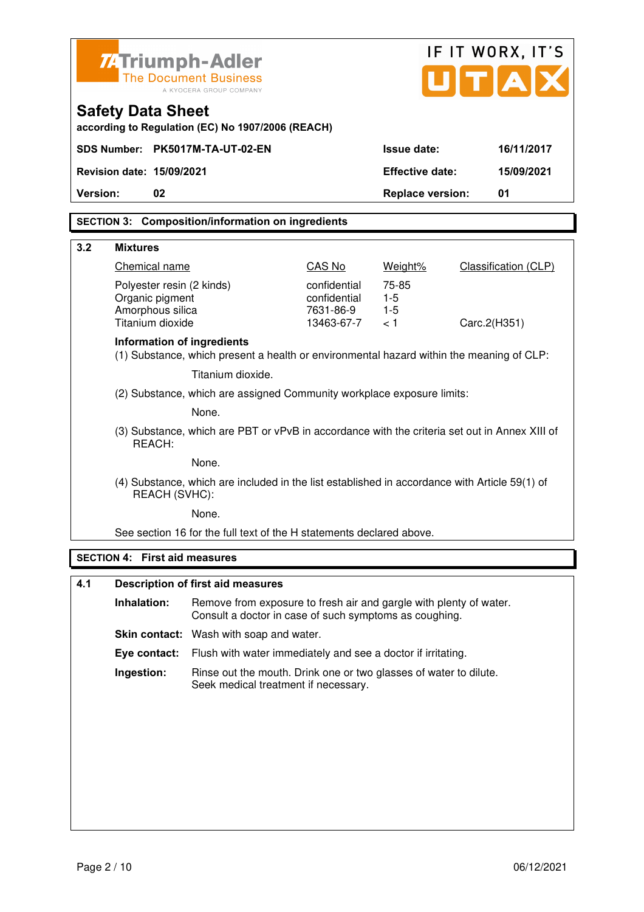## Safety Data Sheet

according to Regulation (EC) No 1907/2006 (REACH)

| | | | |
|---|---|---|---|
| **SDS Number:** | **PK5017M-TA-UT-02-EN** | **Issue date:** | **16/11/2017** |
| **Revision date:** | **15/09/2021** | **Effective date:** | **15/09/2021** |
| **Version:** | **02** | **Replace version:** | **01** |

## SECTION 3: Composition/information on ingredients

### 3.2 Mixtures

| Chemical name | CAS No | Weight% | Classification (CLP) |
|---|---|---|---|
| Polyester resin (2 kinds) | confidential | 75-85 | |
| Organic pigment | confidential | 1-5 | |
| Amorphous silica | 7631-86-9 | 1-5 | |
| Titanium dioxide | 13463-67-7 | < 1 | Carc.2(H351) |

**Information of ingredients**

(1) Substance, which present a health or environmental hazard within the meaning of CLP:

Titanium dioxide.

(2) Substance, which are assigned Community workplace exposure limits:

None.

(3) Substance, which are PBT or vPvB in accordance with the criteria set out in Annex XIII of REACH:

None.

(4) Substance, which are included in the list established in accordance with Article 59(1) of REACH (SVHC):

None.

See section 16 for the full text of the H statements declared above.

## SECTION 4: First aid measures

### 4.1 Description of first aid measures

**Inhalation:** Remove from exposure to fresh air and gargle with plenty of water. Consult a doctor in case of such symptoms as coughing.

**Skin contact:** Wash with soap and water.

**Eye contact:** Flush with water immediately and see a doctor if irritating.

**Ingestion:** Rinse out the mouth. Drink one or two glasses of water to dilute. Seek medical treatment if necessary.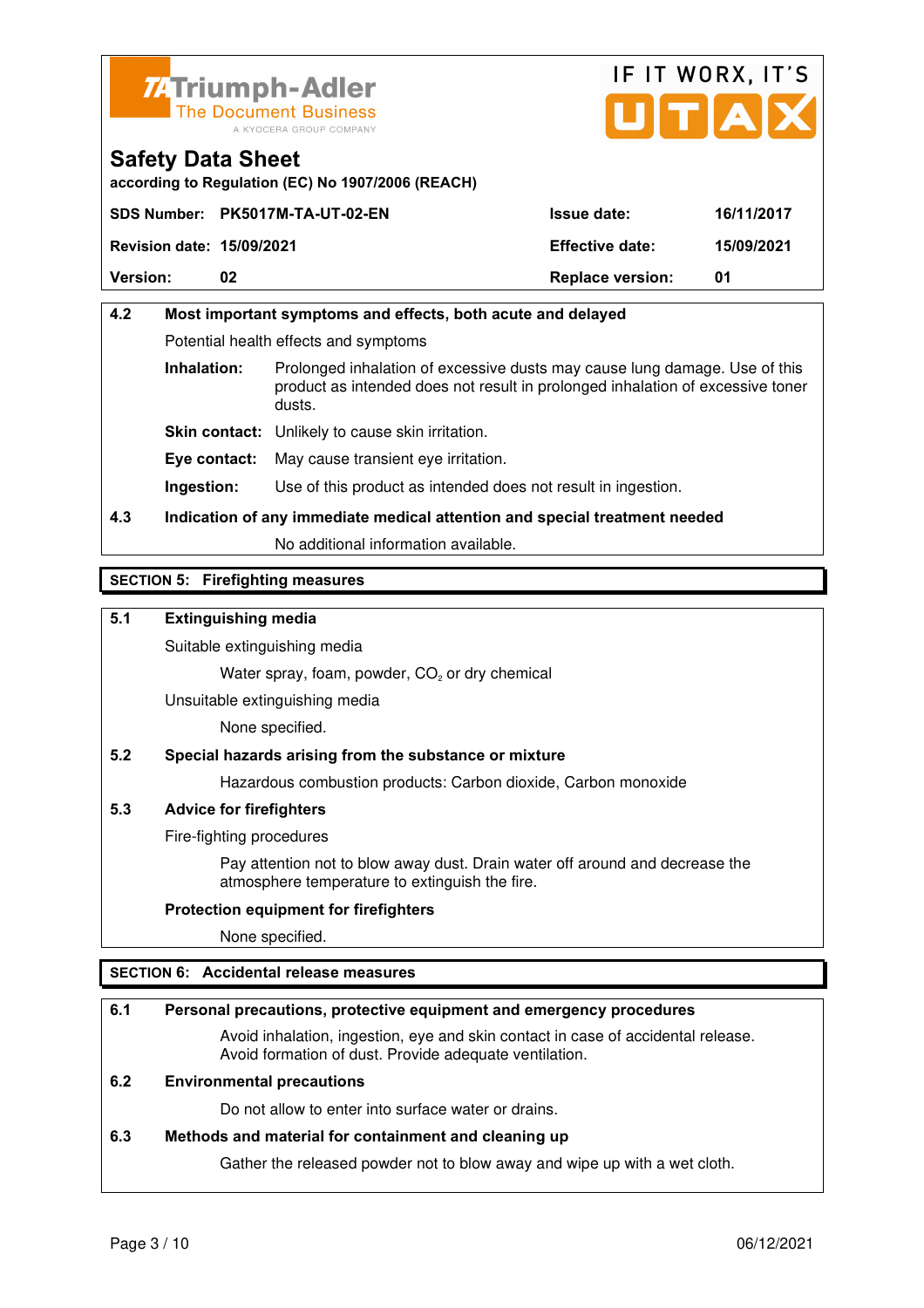**Safety Data Sheet**
according to Regulation (EC) No 1907/2006 (REACH)

| | | | |
|---|---|---|---|
| SDS Number: | PK5017M-TA-UT-02-EN | Issue date: | 16/11/2017 |
| Revision date: | 15/09/2021 | Effective date: | 15/09/2021 |
| Version: | 02 | Replace version: | 01 |

### 4.2 Most important symptoms and effects, both acute and delayed

Potential health effects and symptoms

**Inhalation:** Prolonged inhalation of excessive dusts may cause lung damage. Use of this product as intended does not result in prolonged inhalation of excessive toner dusts.

**Skin contact:** Unlikely to cause skin irritation.

**Eye contact:** May cause transient eye irritation.

**Ingestion:** Use of this product as intended does not result in ingestion.

### 4.3 Indication of any immediate medical attention and special treatment needed

No additional information available.

## SECTION 5: Firefighting measures

### 5.1 Extinguishing media

Suitable extinguishing media

Water spray, foam, powder, $CO_2$ or dry chemical

Unsuitable extinguishing media

None specified.

### 5.2 Special hazards arising from the substance or mixture

Hazardous combustion products: Carbon dioxide, Carbon monoxide

### 5.3 Advice for firefighters

Fire-fighting procedures

Pay attention not to blow away dust. Drain water off around and decrease the atmosphere temperature to extinguish the fire.

**Protection equipment for firefighters**

None specified.

## SECTION 6: Accidental release measures

### 6.1 Personal precautions, protective equipment and emergency procedures

Avoid inhalation, ingestion, eye and skin contact in case of accidental release. Avoid formation of dust. Provide adequate ventilation.

### 6.2 Environmental precautions

Do not allow to enter into surface water or drains.

### 6.3 Methods and material for containment and cleaning up

Gather the released powder not to blow away and wipe up with a wet cloth.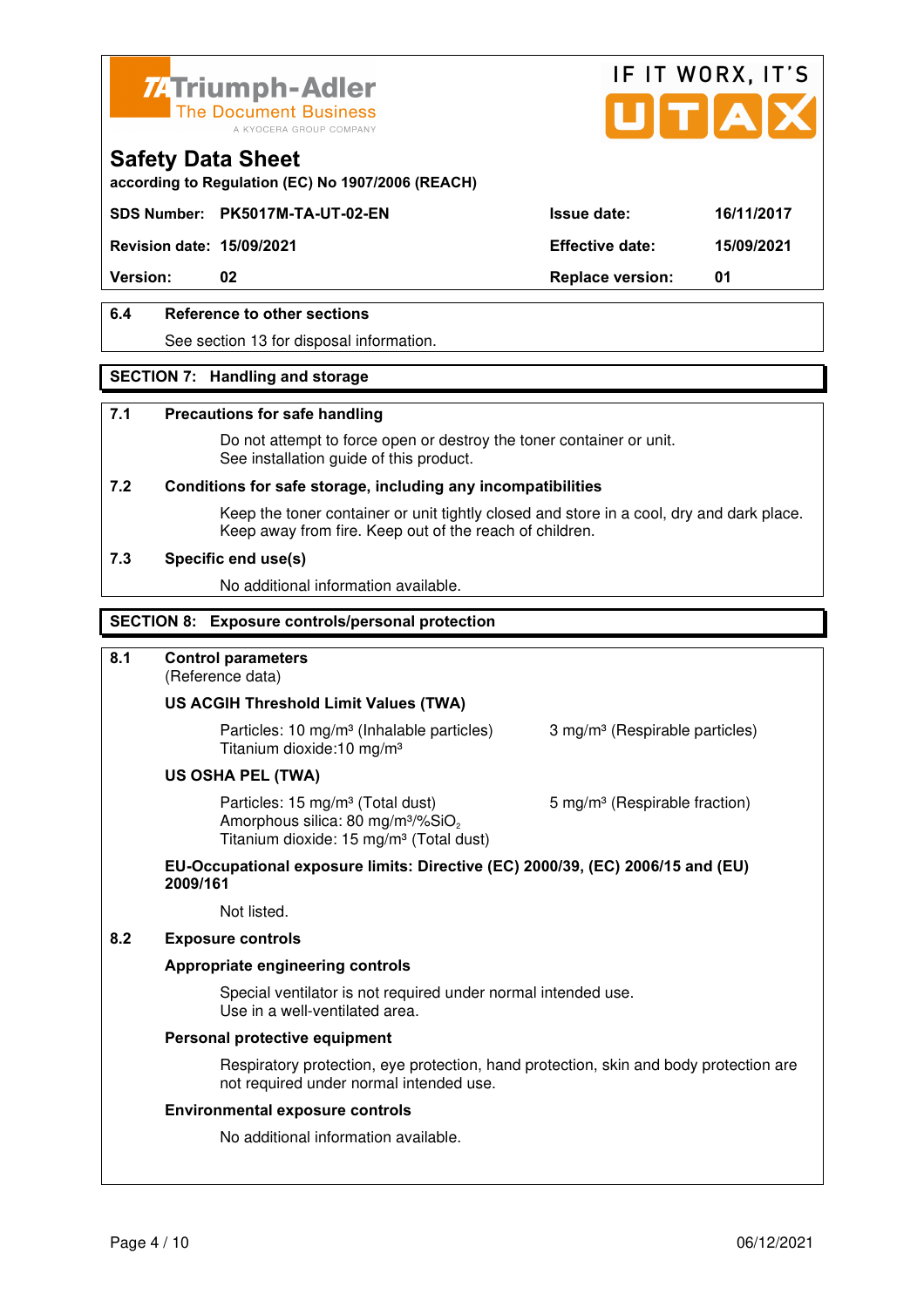Safety Data Sheet

according to Regulation (EC) No 1907/2006 (REACH)

| | | | |
|---|---|---|---|
| **SDS Number:** | **PK5017M-TA-UT-02-EN** | **Issue date:** | **16/11/2017** |
| **Revision date:** | **15/09/2021** | **Effective date:** | **15/09/2021** |
| **Version:** | **02** | **Replace version:** | **01** |

**6.4 Reference to other sections**

See section 13 for disposal information.

## SECTION 7: Handling and storage

**7.1 Precautions for safe handling**

Do not attempt to force open or destroy the toner container or unit.
See installation guide of this product.

**7.2 Conditions for safe storage, including any incompatibilities**

Keep the toner container or unit tightly closed and store in a cool, dry and dark place.
Keep away from fire. Keep out of the reach of children.

**7.3 Specific end use(s)**

No additional information available.

## SECTION 8: Exposure controls/personal protection

**8.1 Control parameters**
(Reference data)

**US ACGIH Threshold Limit Values (TWA)**

Particles: 10 mg/m³ (Inhalable particles) 3 mg/m³ (Respirable particles)
Titanium dioxide:10 mg/m³

**US OSHA PEL (TWA)**

Particles: 15 mg/m³ (Total dust) 5 mg/m³ (Respirable fraction)
Amorphous silica: 80 mg/m³/%$SiO_2$
Titanium dioxide: 15 mg/m³ (Total dust)

**EU-Occupational exposure limits: Directive (EC) 2000/39, (EC) 2006/15 and (EU) 2009/161**

Not listed.

**8.2 Exposure controls**

**Appropriate engineering controls**

Special ventilator is not required under normal intended use.
Use in a well-ventilated area.

**Personal protective equipment**

Respiratory protection, eye protection, hand protection, skin and body protection are not required under normal intended use.

**Environmental exposure controls**

No additional information available.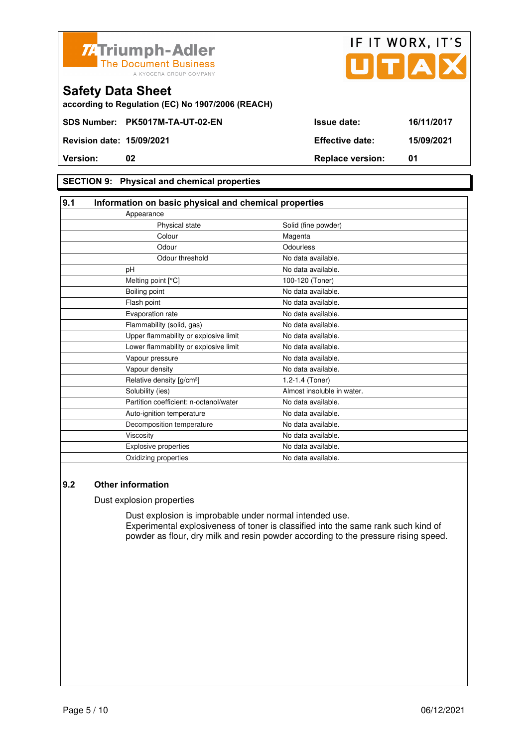Triumph-Adler
The Document Business
A KYOCERA GROUP COMPANY

IF IT WORX, IT'S UTAX

# Safety Data Sheet

**according to Regulation (EC) No 1907/2006 (REACH)**

| | | | |
|---|---|---|---|
| **SDS Number:** | **PK5017M-TA-UT-02-EN** | **Issue date:** | **16/11/2017** |
| **Revision date:** | **15/09/2021** | **Effective date:** | **15/09/2021** |
| **Version:** | **02** | **Replace version:** | **01** |

## SECTION 9: Physical and chemical properties

### 9.1 Information on basic physical and chemical properties

| | |
|---|---|
| Appearance | |
| Physical state | Solid (fine powder) |
| Colour | Magenta |
| Odour | Odourless |
| Odour threshold | No data available. |
| pH | No data available. |
| Melting point [°C] | 100-120 (Toner) |
| Boiling point | No data available. |
| Flash point | No data available. |
| Evaporation rate | No data available. |
| Flammability (solid, gas) | No data available. |
| Upper flammability or explosive limit | No data available. |
| Lower flammability or explosive limit | No data available. |
| Vapour pressure | No data available. |
| Vapour density | No data available. |
| Relative density [g/cm³] | 1.2-1.4 (Toner) |
| Solubility (ies) | Almost insoluble in water. |
| Partition coefficient: n-octanol/water | No data available. |
| Auto-ignition temperature | No data available. |
| Decomposition temperature | No data available. |
| Viscosity | No data available. |
| Explosive properties | No data available. |
| Oxidizing properties | No data available. |

### 9.2 Other information

Dust explosion properties

Dust explosion is improbable under normal intended use.
Experimental explosiveness of toner is classified into the same rank such kind of powder as flour, dry milk and resin powder according to the pressure rising speed.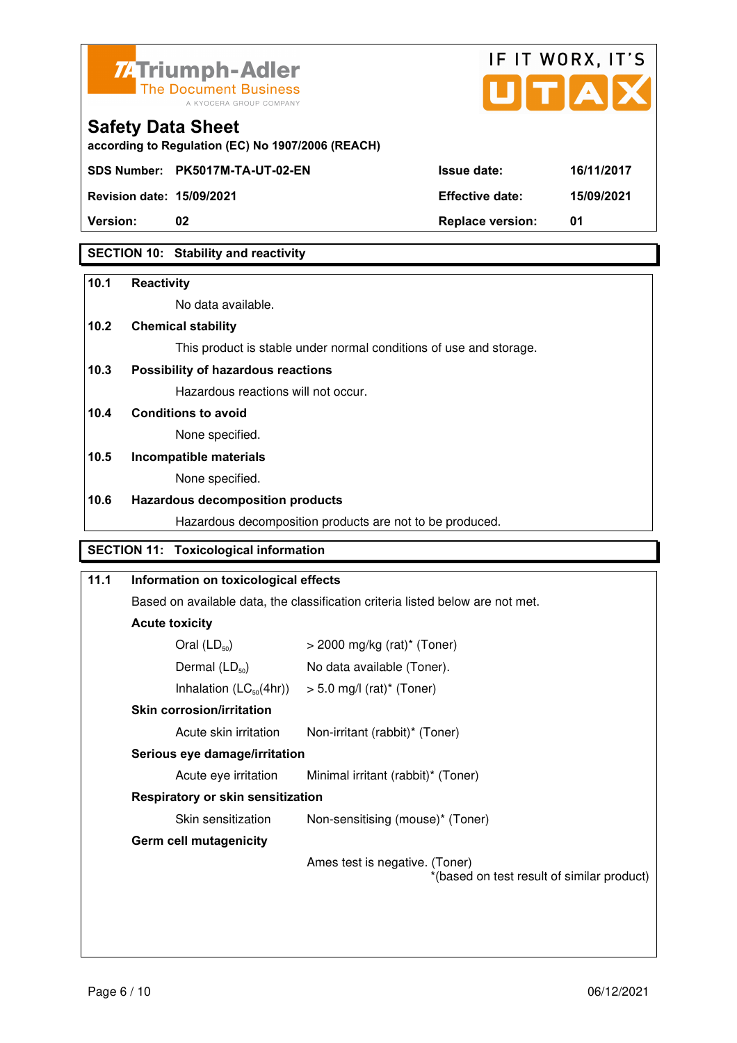## SECTION 10: Stability and reactivity

**10.1 Reactivity**

No data available.

**10.2 Chemical stability**

This product is stable under normal conditions of use and storage.

**10.3 Possibility of hazardous reactions**

Hazardous reactions will not occur.

**10.4 Conditions to avoid**

None specified.

**10.5 Incompatible materials**

None specified.

**10.6 Hazardous decomposition products**

Hazardous decomposition products are not to be produced.

## SECTION 11: Toxicological information

**11.1 Information on toxicological effects**

Based on available data, the classification criteria listed below are not met.

**Acute toxicity**

| | |
|---|---|
| Oral ($LD_{50}$) | > 2000 mg/kg (rat)* (Toner) |
| Dermal ($LD_{50}$) | No data available (Toner). |
| Inhalation ($LC_{50}$(4hr)) | > 5.0 mg/l (rat)* (Toner) |

**Skin corrosion/irritation**

| | |
|---|---|
| Acute skin irritation | Non-irritant (rabbit)* (Toner) |

**Serious eye damage/irritation**

| | |
|---|---|
| Acute eye irritation | Minimal irritant (rabbit)* (Toner) |

**Respiratory or skin sensitization**

| | |
|---|---|
| Skin sensitization | Non-sensitising (mouse)* (Toner) |

**Germ cell mutagenicity**

Ames test is negative. (Toner)

*(based on test result of similar product)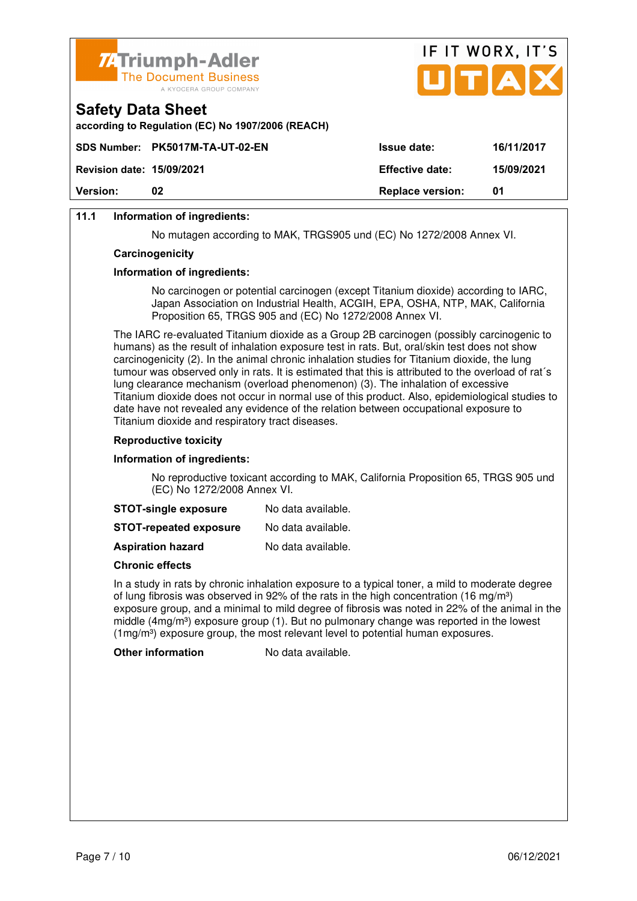## 11.1 Information of ingredients:

No mutagen according to MAK, TRGS905 und (EC) No 1272/2008 Annex VI.

**Carcinogenicity**

**Information of ingredients:**

No carcinogen or potential carcinogen (except Titanium dioxide) according to IARC, Japan Association on Industrial Health, ACGIH, EPA, OSHA, NTP, MAK, California Proposition 65, TRGS 905 and (EC) No 1272/2008 Annex VI.

The IARC re-evaluated Titanium dioxide as a Group 2B carcinogen (possibly carcinogenic to humans) as the result of inhalation exposure test in rats. But, oral/skin test does not show carcinogenicity (2). In the animal chronic inhalation studies for Titanium dioxide, the lung tumour was observed only in rats. It is estimated that this is attributed to the overload of rat´s lung clearance mechanism (overload phenomenon) (3). The inhalation of excessive Titanium dioxide does not occur in normal use of this product. Also, epidemiological studies to date have not revealed any evidence of the relation between occupational exposure to Titanium dioxide and respiratory tract diseases.

**Reproductive toxicity**

**Information of ingredients:**

No reproductive toxicant according to MAK, California Proposition 65, TRGS 905 und (EC) No 1272/2008 Annex VI.

**STOT-single exposure** No data available.

**STOT-repeated exposure** No data available.

**Aspiration hazard** No data available.

**Chronic effects**

In a study in rats by chronic inhalation exposure to a typical toner, a mild to moderate degree of lung fibrosis was observed in 92% of the rats in the high concentration (16 mg/m$^3$) exposure group, and a minimal to mild degree of fibrosis was noted in 22% of the animal in the middle (4mg/m$^3$) exposure group (1). But no pulmonary change was reported in the lowest (1mg/m$^3$) exposure group, the most relevant level to potential human exposures.

**Other information** No data available.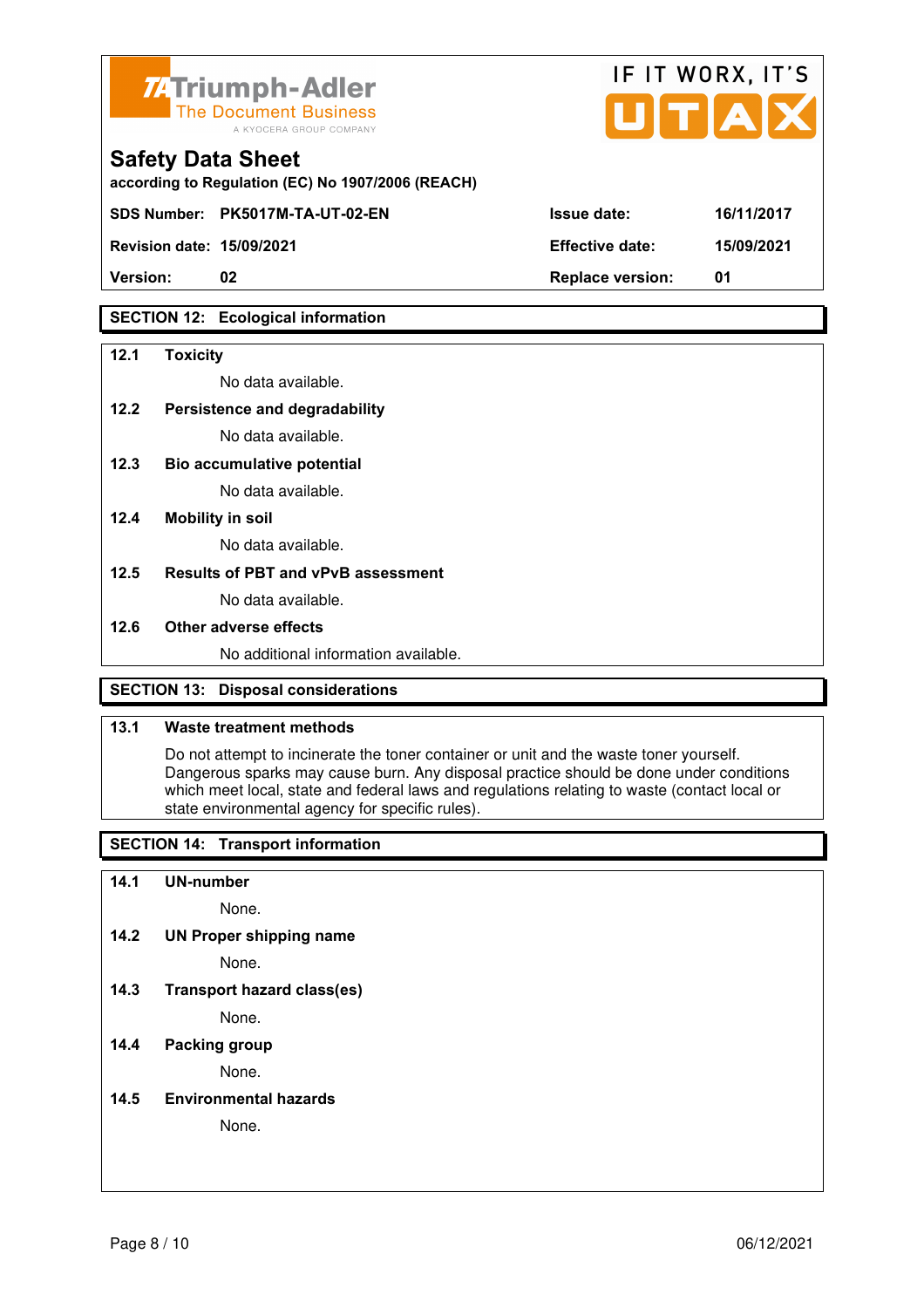## SECTION 12: Ecological information

### 12.1 Toxicity

No data available.

### 12.2 Persistence and degradability

No data available.

### 12.3 Bio accumulative potential

No data available.

### 12.4 Mobility in soil

No data available.

### 12.5 Results of PBT and vPvB assessment

No data available.

### 12.6 Other adverse effects

No additional information available.

## SECTION 13: Disposal considerations

### 13.1 Waste treatment methods

Do not attempt to incinerate the toner container or unit and the waste toner yourself. Dangerous sparks may cause burn. Any disposal practice should be done under conditions which meet local, state and federal laws and regulations relating to waste (contact local or state environmental agency for specific rules).

## SECTION 14: Transport information

### 14.1 UN-number

None.

### 14.2 UN Proper shipping name

None.

### 14.3 Transport hazard class(es)

None.

### 14.4 Packing group

None.

### 14.5 Environmental hazards

None.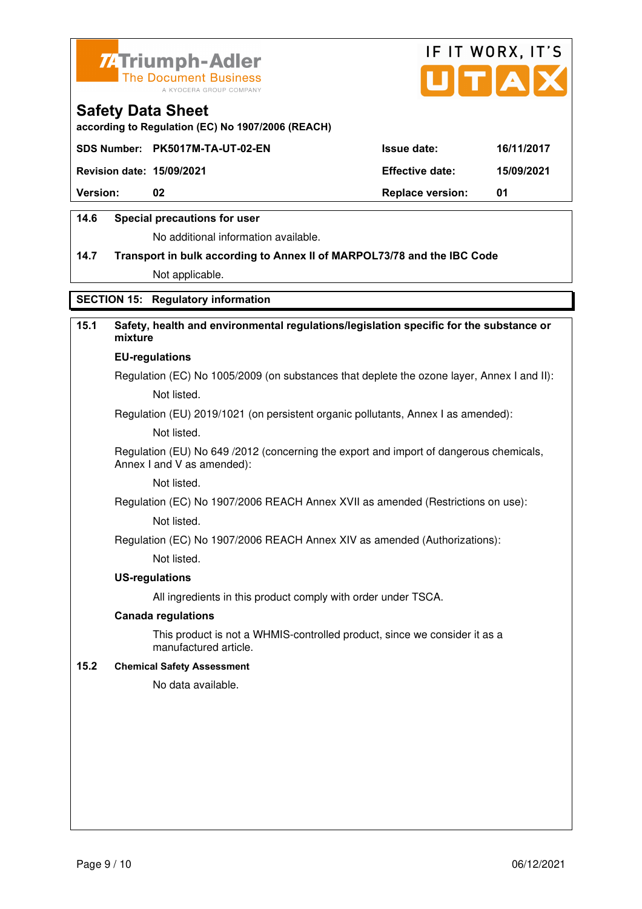**14.6 Special precautions for user**

No additional information available.

**14.7 Transport in bulk according to Annex II of MARPOL73/78 and the IBC Code**

Not applicable.

## SECTION 15: Regulatory information

**15.1 Safety, health and environmental regulations/legislation specific for the substance or mixture**

**EU-regulations**

Regulation (EC) No 1005/2009 (on substances that deplete the ozone layer, Annex I and II):

Not listed.

Regulation (EU) 2019/1021 (on persistent organic pollutants, Annex I as amended):

Not listed.

Regulation (EU) No 649 /2012 (concerning the export and import of dangerous chemicals, Annex I and V as amended):

Not listed.

Regulation (EC) No 1907/2006 REACH Annex XVII as amended (Restrictions on use):

Not listed.

Regulation (EC) No 1907/2006 REACH Annex XIV as amended (Authorizations):

Not listed.

**US-regulations**

All ingredients in this product comply with order under TSCA.

**Canada regulations**

This product is not a WHMIS-controlled product, since we consider it as a manufactured article.

**15.2 Chemical Safety Assessment**

No data available.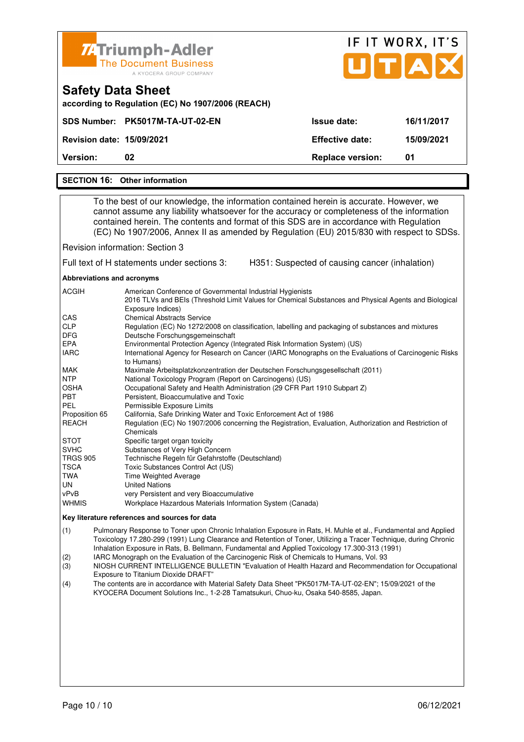## SECTION 16: Other information

To the best of our knowledge, the information contained herein is accurate. However, we cannot assume any liability whatsoever for the accuracy or completeness of the information contained herein. The contents and format of this SDS are in accordance with Regulation (EC) No 1907/2006, Annex II as amended by Regulation (EU) 2015/830 with respect to SDSs.

Revision information: Section 3

Full text of H statements under sections 3: H351: Suspected of causing cancer (inhalation)

**Abbreviations and acronyms**

| | |
|---|---|
| ACGIH | American Conference of Governmental Industrial Hygienists<br>2016 TLVs and BEIs (Threshold Limit Values for Chemical Substances and Physical Agents and Biological Exposure Indices) |
| CAS | Chemical Abstracts Service |
| CLP | Regulation (EC) No 1272/2008 on classification, labelling and packaging of substances and mixtures |
| DFG | Deutsche Forschungsgemeinschaft |
| EPA | Environmental Protection Agency (Integrated Risk Information System) (US) |
| IARC | International Agency for Research on Cancer (IARC Monographs on the Evaluations of Carcinogenic Risks to Humans) |
| MAK | Maximale Arbeitsplatzkonzentration der Deutschen Forschungsgesellschaft (2011) |
| NTP | National Toxicology Program (Report on Carcinogens) (US) |
| OSHA | Occupational Safety and Health Administration (29 CFR Part 1910 Subpart Z) |
| PBT | Persistent, Bioaccumulative and Toxic |
| PEL | Permissible Exposure Limits |
| Proposition 65 | California, Safe Drinking Water and Toxic Enforcement Act of 1986 |
| REACH | Regulation (EC) No 1907/2006 concerning the Registration, Evaluation, Authorization and Restriction of Chemicals |
| STOT | Specific target organ toxicity |
| SVHC | Substances of Very High Concern |
| TRGS 905 | Technische Regeln für Gefahrstoffe (Deutschland) |
| TSCA | Toxic Substances Control Act (US) |
| TWA | Time Weighted Average |
| UN | United Nations |
| vPvB | very Persistent and very Bioaccumulative |
| WHMIS | Workplace Hazardous Materials Information System (Canada) |

**Key literature references and sources for data**

(1) Pulmonary Response to Toner upon Chronic Inhalation Exposure in Rats, H. Muhle et al., Fundamental and Applied Toxicology 17.280-299 (1991) Lung Clearance and Retention of Toner, Utilizing a Tracer Technique, during Chronic Inhalation Exposure in Rats, B. Bellmann, Fundamental and Applied Toxicology 17.300-313 (1991)

(2) IARC Monograph on the Evaluation of the Carcinogenic Risk of Chemicals to Humans, Vol. 93

(3) NIOSH CURRENT INTELLIGENCE BULLETIN "Evaluation of Health Hazard and Recommendation for Occupational Exposure to Titanium Dioxide DRAFT"

(4) The contents are in accordance with Material Safety Data Sheet "PK5017M-TA-UT-02-EN"; 15/09/2021 of the KYOCERA Document Solutions Inc., 1-2-28 Tamatsukuri, Chuo-ku, Osaka 540-8585, Japan.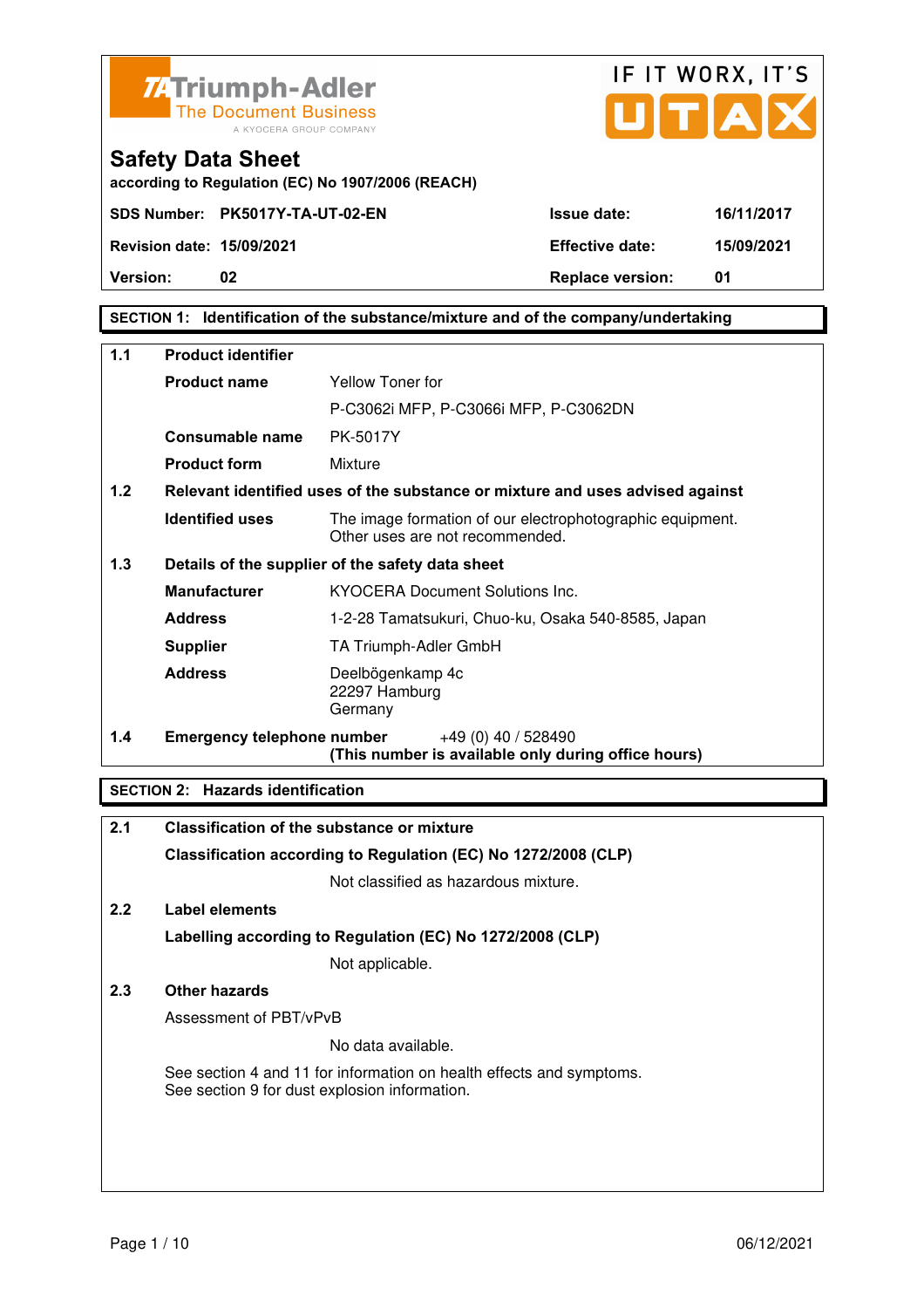# Safety Data Sheet

according to Regulation (EC) No 1907/2006 (REACH)

| | | | |
|---|---|---|---|
| **SDS Number:** | **PK5017Y-TA-UT-02-EN** | **Issue date:** | **16/11/2017** |
| **Revision date:** | **15/09/2021** | **Effective date:** | **15/09/2021** |
| **Version:** | **02** | **Replace version:** | **01** |

## SECTION 1: Identification of the substance/mixture and of the company/undertaking

**1.1 Product identifier**

| | |
|---|---|
| **Product name** | Yellow Toner for P-C3062i MFP, P-C3066i MFP, P-C3062DN |
| **Consumable name** | PK-5017Y |
| **Product form** | Mixture |

**1.2 Relevant identified uses of the substance or mixture and uses advised against**

| | |
|---|---|
| **Identified uses** | The image formation of our electrophotographic equipment. Other uses are not recommended. |

**1.3 Details of the supplier of the safety data sheet**

| | |
|---|---|
| **Manufacturer** | KYOCERA Document Solutions Inc. |
| **Address** | 1-2-28 Tamatsukuri, Chuo-ku, Osaka 540-8585, Japan |
| **Supplier** | TA Triumph-Adler GmbH |
| **Address** | Deelbögenkamp 4c<br>22297 Hamburg<br>Germany |

**1.4 Emergency telephone number** +49 (0) 40 / 528490
**(This number is available only during office hours)**

## SECTION 2: Hazards identification

**2.1 Classification of the substance or mixture**

**Classification according to Regulation (EC) No 1272/2008 (CLP)**

Not classified as hazardous mixture.

**2.2 Label elements**

**Labelling according to Regulation (EC) No 1272/2008 (CLP)**

Not applicable.

**2.3 Other hazards**

Assessment of PBT/vPvB

No data available.

See section 4 and 11 for information on health effects and symptoms.
See section 9 for dust explosion information.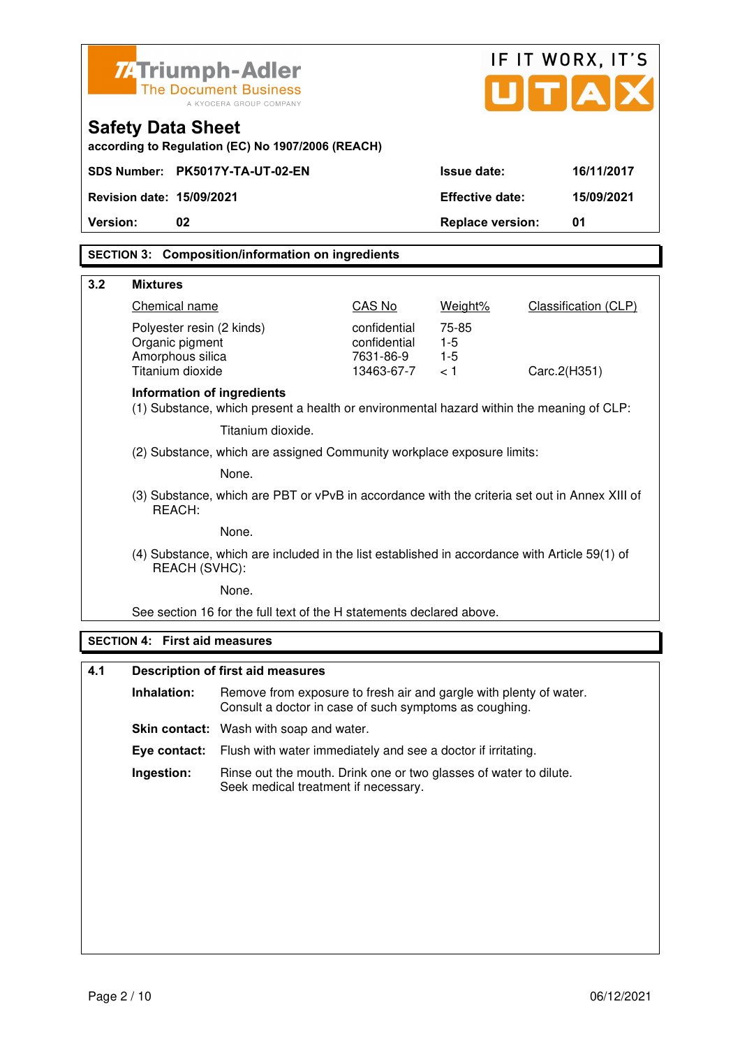Triumph-Adler
The Document Business
A KYOCERA GROUP COMPANY

IF IT WORX, IT'S UTAX

# Safety Data Sheet

according to Regulation (EC) No 1907/2006 (REACH)

| SDS Number: PK5017Y-TA-UT-02-EN | | Issue date: | 16/11/2017 |
|---|---|---|---|
| Revision date: | 15/09/2021 | Effective date: | 15/09/2021 |
| Version: | 02 | Replace version: | 01 |

## SECTION 3: Composition/information on ingredients

### 3.2 Mixtures

| Chemical name | CAS No | Weight% | Classification (CLP) |
|---|---|---|---|
| Polyester resin (2 kinds) | confidential | 75-85 | |
| Organic pigment | confidential | 1-5 | |
| Amorphous silica | 7631-86-9 | 1-5 | |
| Titanium dioxide | 13463-67-7 | < 1 | Carc.2(H351) |

**Information of ingredients**

(1) Substance, which present a health or environmental hazard within the meaning of CLP:

Titanium dioxide.

(2) Substance, which are assigned Community workplace exposure limits:

None.

(3) Substance, which are PBT or vPvB in accordance with the criteria set out in Annex XIII of REACH:

None.

(4) Substance, which are included in the list established in accordance with Article 59(1) of REACH (SVHC):

None.

See section 16 for the full text of the H statements declared above.

## SECTION 4: First aid measures

### 4.1 Description of first aid measures

**Inhalation:** Remove from exposure to fresh air and gargle with plenty of water. Consult a doctor in case of such symptoms as coughing.

**Skin contact:** Wash with soap and water.

**Eye contact:** Flush with water immediately and see a doctor if irritating.

**Ingestion:** Rinse out the mouth. Drink one or two glasses of water to dilute. Seek medical treatment if necessary.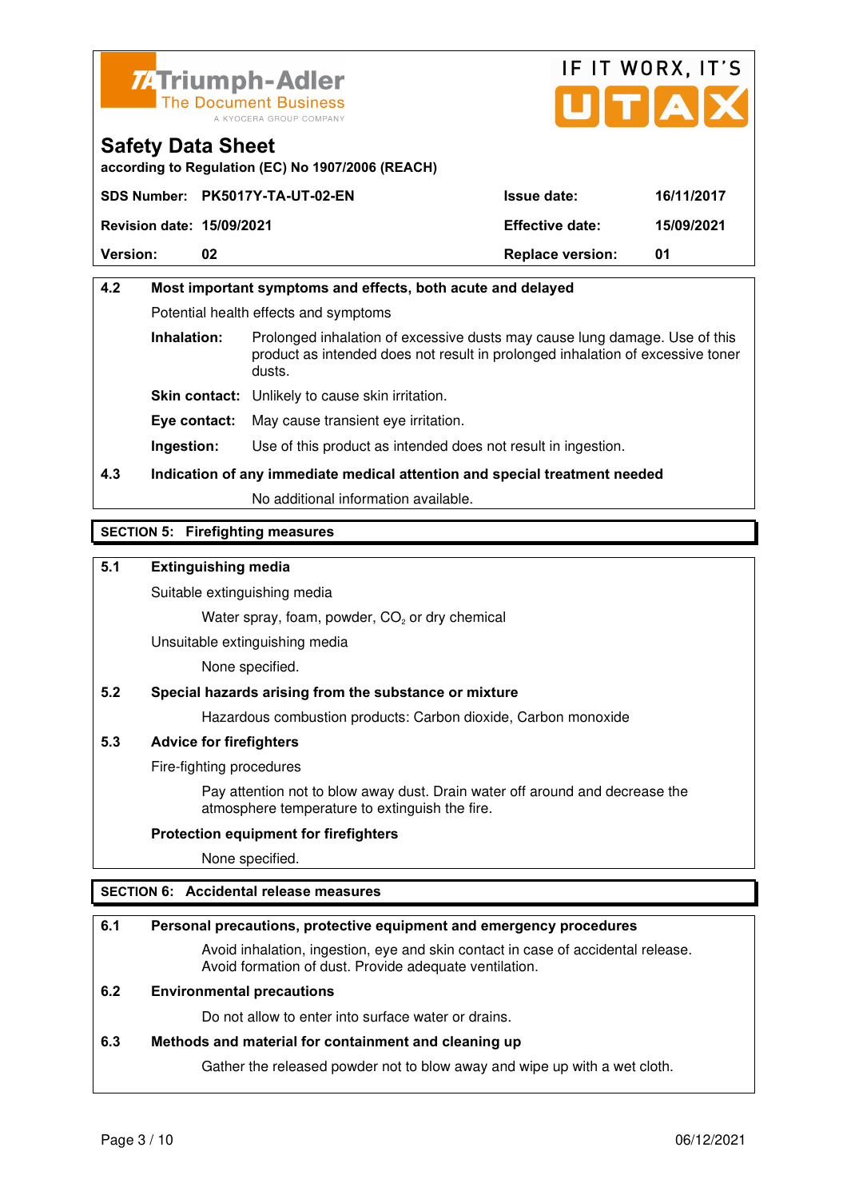Triumph-Adler
The Document Business
A KYOCERA GROUP COMPANY

IF IT WORX, IT'S UTAX

## Safety Data Sheet

according to Regulation (EC) No 1907/2006 (REACH)

| | | | |
|---|---|---|---|
| **SDS Number:** | **PK5017Y-TA-UT-02-EN** | **Issue date:** | **16/11/2017** |
| **Revision date:** | **15/09/2021** | **Effective date:** | **15/09/2021** |
| **Version:** | **02** | **Replace version:** | **01** |

### 4.2 Most important symptoms and effects, both acute and delayed

Potential health effects and symptoms

**Inhalation:** Prolonged inhalation of excessive dusts may cause lung damage. Use of this product as intended does not result in prolonged inhalation of excessive toner dusts.

**Skin contact:** Unlikely to cause skin irritation.

**Eye contact:** May cause transient eye irritation.

**Ingestion:** Use of this product as intended does not result in ingestion.

### 4.3 Indication of any immediate medical attention and special treatment needed

No additional information available.

## SECTION 5: Firefighting measures

### 5.1 Extinguishing media

Suitable extinguishing media

Water spray, foam, powder, $CO_2$ or dry chemical

Unsuitable extinguishing media

None specified.

### 5.2 Special hazards arising from the substance or mixture

Hazardous combustion products: Carbon dioxide, Carbon monoxide

### 5.3 Advice for firefighters

Fire-fighting procedures

Pay attention not to blow away dust. Drain water off around and decrease the atmosphere temperature to extinguish the fire.

**Protection equipment for firefighters**

None specified.

## SECTION 6: Accidental release measures

### 6.1 Personal precautions, protective equipment and emergency procedures

Avoid inhalation, ingestion, eye and skin contact in case of accidental release. Avoid formation of dust. Provide adequate ventilation.

### 6.2 Environmental precautions

Do not allow to enter into surface water or drains.

### 6.3 Methods and material for containment and cleaning up

Gather the released powder not to blow away and wipe up with a wet cloth.

06/12/2021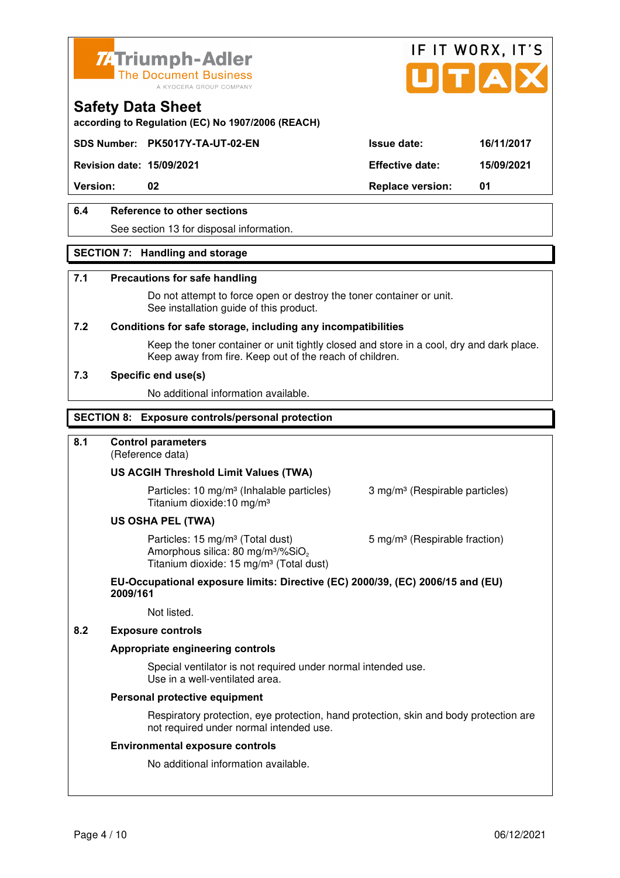## Safety Data Sheet

according to Regulation (EC) No 1907/2006 (REACH)

| | | | |
|---|---|---|---|
| **SDS Number:** | **PK5017Y-TA-UT-02-EN** | **Issue date:** | **16/11/2017** |
| **Revision date:** | **15/09/2021** | **Effective date:** | **15/09/2021** |
| **Version:** | **02** | **Replace version:** | **01** |

### 6.4 Reference to other sections

See section 13 for disposal information.

## SECTION 7: Handling and storage

### 7.1 Precautions for safe handling

Do not attempt to force open or destroy the toner container or unit.
See installation guide of this product.

### 7.2 Conditions for safe storage, including any incompatibilities

Keep the toner container or unit tightly closed and store in a cool, dry and dark place.
Keep away from fire. Keep out of the reach of children.

### 7.3 Specific end use(s)

No additional information available.

## SECTION 8: Exposure controls/personal protection

### 8.1 Control parameters

(Reference data)

**US ACGIH Threshold Limit Values (TWA)**

Particles: 10 mg/m³ (Inhalable particles) 3 mg/m³ (Respirable particles)
Titanium dioxide:10 mg/m³

**US OSHA PEL (TWA)**

Particles: 15 mg/m³ (Total dust) 5 mg/m³ (Respirable fraction)
Amorphous silica: 80 mg/m³/%$SiO_2$
Titanium dioxide: 15 mg/m³ (Total dust)

**EU-Occupational exposure limits: Directive (EC) 2000/39, (EC) 2006/15 and (EU) 2009/161**

Not listed.

### 8.2 Exposure controls

**Appropriate engineering controls**

Special ventilator is not required under normal intended use.
Use in a well-ventilated area.

**Personal protective equipment**

Respiratory protection, eye protection, hand protection, skin and body protection are not required under normal intended use.

**Environmental exposure controls**

No additional information available.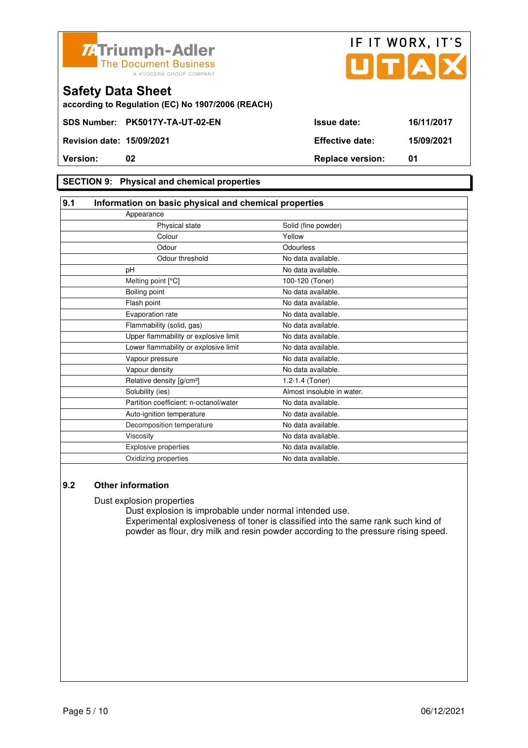# Safety Data Sheet

according to Regulation (EC) No 1907/2006 (REACH)

| | | | |
|---|---|---|---|
| **SDS Number:** | **PK5017Y-TA-UT-02-EN** | **Issue date:** | **16/11/2017** |
| **Revision date:** | **15/09/2021** | **Effective date:** | **15/09/2021** |
| **Version:** | **02** | **Replace version:** | **01** |

## SECTION 9: Physical and chemical properties

### 9.1 Information on basic physical and chemical properties

| | |
|---|---|
| Appearance | |
| Physical state | Solid (fine powder) |
| Colour | Yellow |
| Odour | Odourless |
| Odour threshold | No data available. |
| pH | No data available. |
| Melting point [°C] | 100-120 (Toner) |
| Boiling point | No data available. |
| Flash point | No data available. |
| Evaporation rate | No data available. |
| Flammability (solid, gas) | No data available. |
| Upper flammability or explosive limit | No data available. |
| Lower flammability or explosive limit | No data available. |
| Vapour pressure | No data available. |
| Vapour density | No data available. |
| Relative density [g/cm³] | 1.2-1.4 (Toner) |
| Solubility (ies) | Almost insoluble in water. |
| Partition coefficient: n-octanol/water | No data available. |
| Auto-ignition temperature | No data available. |
| Decomposition temperature | No data available. |
| Viscosity | No data available. |
| Explosive properties | No data available. |
| Oxidizing properties | No data available. |

### 9.2 Other information

Dust explosion properties

Dust explosion is improbable under normal intended use.
Experimental explosiveness of toner is classified into the same rank such kind of powder as flour, dry milk and resin powder according to the pressure rising speed.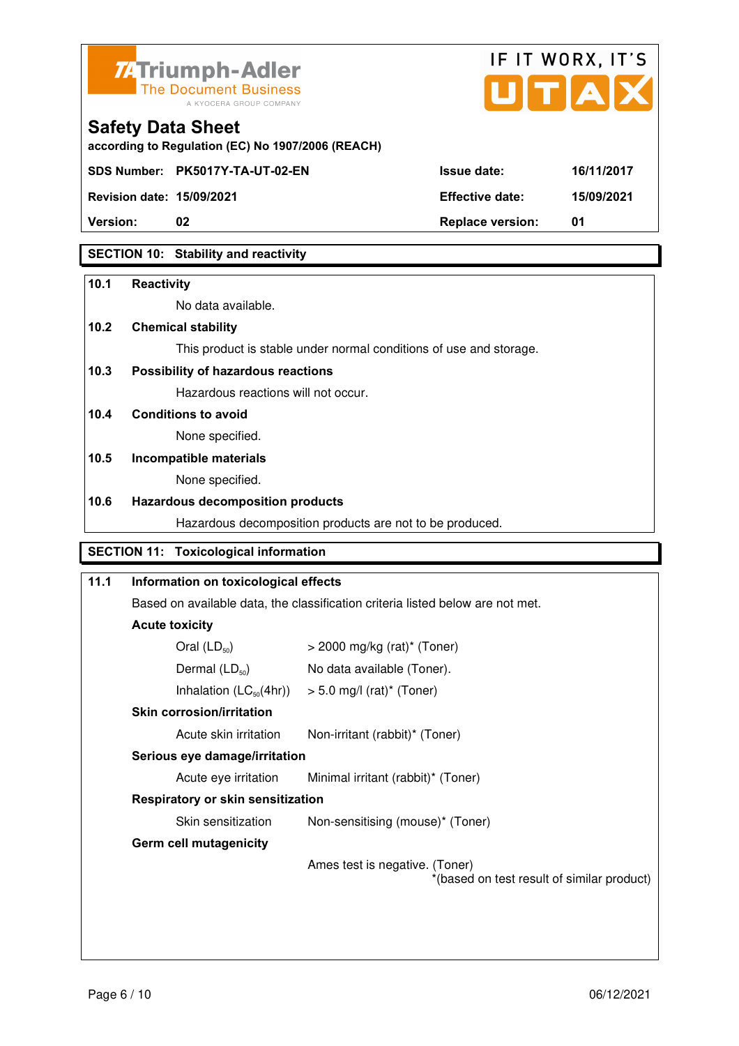Triumph-Adler
The Document Business
A KYOCERA GROUP COMPANY

IF IT WORX, IT'S UTAX

# Safety Data Sheet

according to Regulation (EC) No 1907/2006 (REACH)

| | | | |
|---|---|---|---|
| **SDS Number:** | **PK5017Y-TA-UT-02-EN** | **Issue date:** | **16/11/2017** |
| **Revision date:** | **15/09/2021** | **Effective date:** | **15/09/2021** |
| **Version:** | **02** | **Replace version:** | **01** |

## SECTION 10: Stability and reactivity

**10.1 Reactivity**

No data available.

**10.2 Chemical stability**

This product is stable under normal conditions of use and storage.

**10.3 Possibility of hazardous reactions**

Hazardous reactions will not occur.

**10.4 Conditions to avoid**

None specified.

**10.5 Incompatible materials**

None specified.

**10.6 Hazardous decomposition products**

Hazardous decomposition products are not to be produced.

## SECTION 11: Toxicological information

**11.1 Information on toxicological effects**

Based on available data, the classification criteria listed below are not met.

**Acute toxicity**

| | |
|---|---|
| Oral ($LD_{50}$) | > 2000 mg/kg (rat)* (Toner) |
| Dermal ($LD_{50}$) | No data available (Toner). |
| Inhalation ($LC_{50}$(4hr)) | > 5.0 mg/l (rat)* (Toner) |

**Skin corrosion/irritation**

| | |
|---|---|
| Acute skin irritation | Non-irritant (rabbit)* (Toner) |

**Serious eye damage/irritation**

| | |
|---|---|
| Acute eye irritation | Minimal irritant (rabbit)* (Toner) |

**Respiratory or skin sensitization**

| | |
|---|---|
| Skin sensitization | Non-sensitising (mouse)* (Toner) |

**Germ cell mutagenicity**

Ames test is negative. (Toner)

*(based on test result of similar product)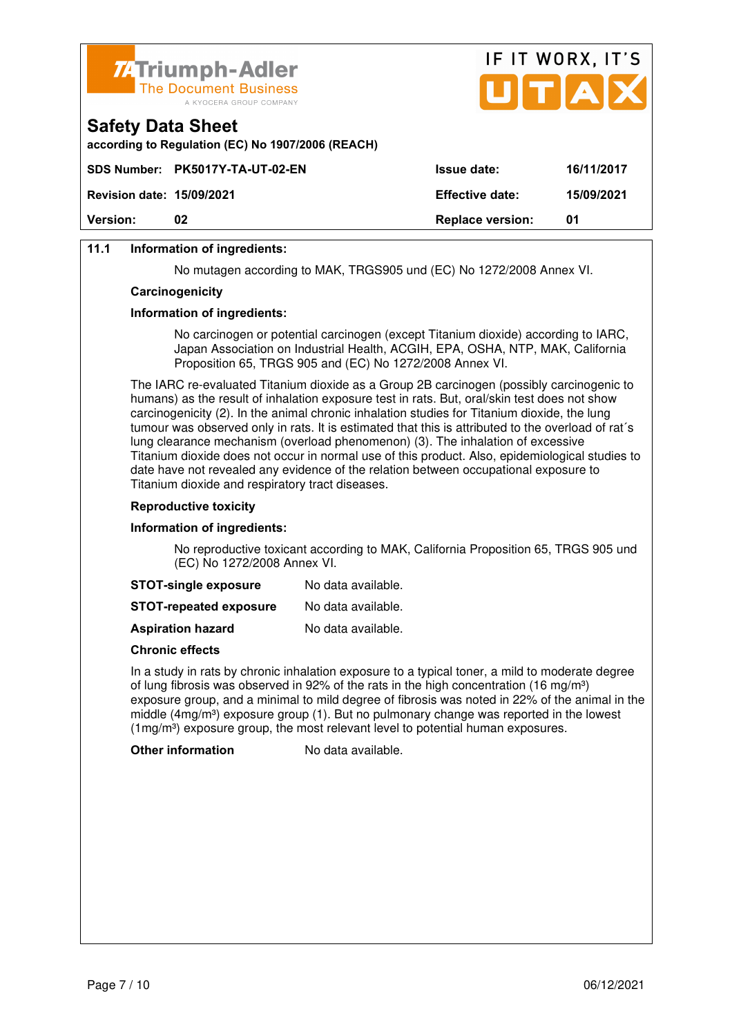**11.1 Information of ingredients:**

No mutagen according to MAK, TRGS905 und (EC) No 1272/2008 Annex VI.

**Carcinogenicity**

**Information of ingredients:**

No carcinogen or potential carcinogen (except Titanium dioxide) according to IARC, Japan Association on Industrial Health, ACGIH, EPA, OSHA, NTP, MAK, California Proposition 65, TRGS 905 and (EC) No 1272/2008 Annex VI.

The IARC re-evaluated Titanium dioxide as a Group 2B carcinogen (possibly carcinogenic to humans) as the result of inhalation exposure test in rats. But, oral/skin test does not show carcinogenicity (2). In the animal chronic inhalation studies for Titanium dioxide, the lung tumour was observed only in rats. It is estimated that this is attributed to the overload of rat´s lung clearance mechanism (overload phenomenon) (3). The inhalation of excessive Titanium dioxide does not occur in normal use of this product. Also, epidemiological studies to date have not revealed any evidence of the relation between occupational exposure to Titanium dioxide and respiratory tract diseases.

**Reproductive toxicity**

**Information of ingredients:**

No reproductive toxicant according to MAK, California Proposition 65, TRGS 905 und (EC) No 1272/2008 Annex VI.

**STOT-single exposure** No data available.

**STOT-repeated exposure** No data available.

**Aspiration hazard** No data available.

**Chronic effects**

In a study in rats by chronic inhalation exposure to a typical toner, a mild to moderate degree of lung fibrosis was observed in 92% of the rats in the high concentration (16 mg/m³) exposure group, and a minimal to mild degree of fibrosis was noted in 22% of the animal in the middle (4mg/m³) exposure group (1). But no pulmonary change was reported in the lowest (1mg/m³) exposure group, the most relevant level to potential human exposures.

**Other information** No data available.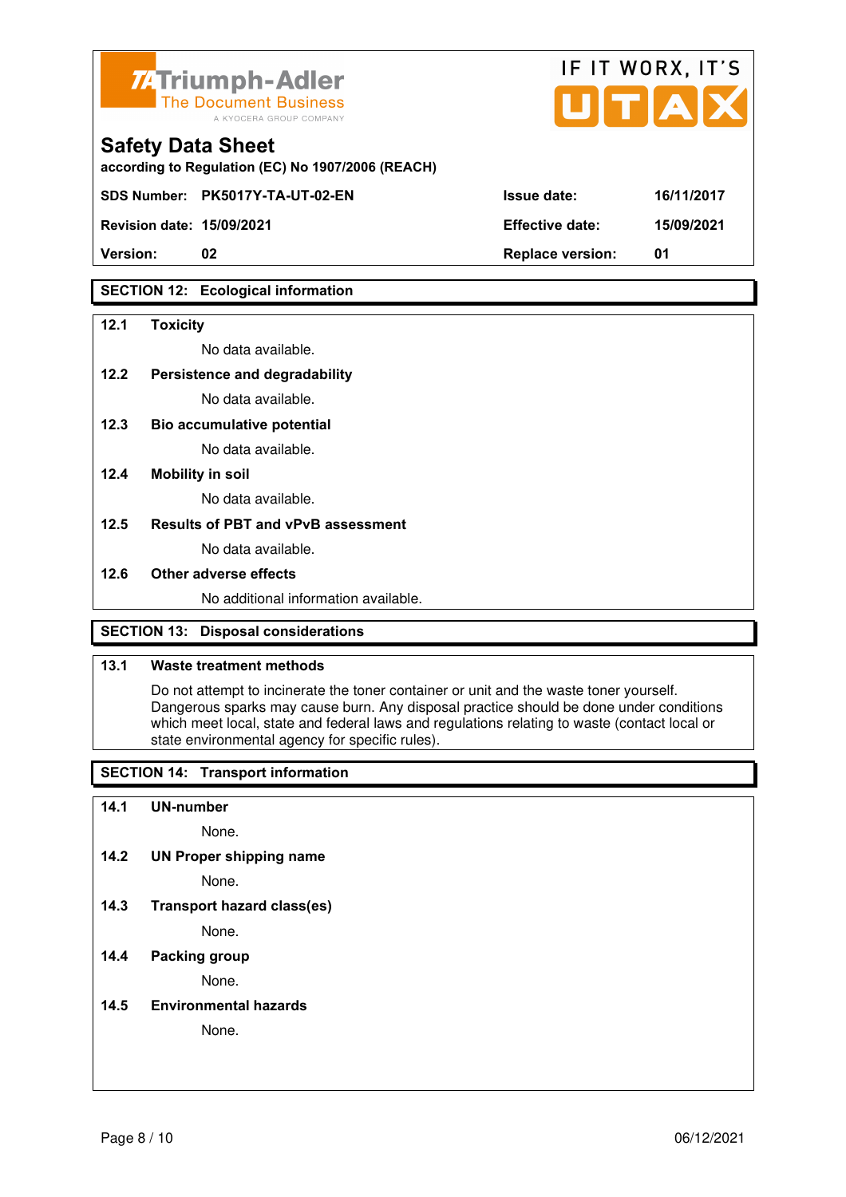# Safety Data Sheet

according to Regulation (EC) No 1907/2006 (REACH)

| | | | |
|---|---|---|---|
| **SDS Number:** | **PK5017Y-TA-UT-02-EN** | **Issue date:** | **16/11/2017** |
| **Revision date:** | **15/09/2021** | **Effective date:** | **15/09/2021** |
| **Version:** | **02** | **Replace version:** | **01** |

## SECTION 12: Ecological information

**12.1 Toxicity**

No data available.

**12.2 Persistence and degradability**

No data available.

**12.3 Bio accumulative potential**

No data available.

**12.4 Mobility in soil**

No data available.

**12.5 Results of PBT and vPvB assessment**

No data available.

**12.6 Other adverse effects**

No additional information available.

## SECTION 13: Disposal considerations

**13.1 Waste treatment methods**

Do not attempt to incinerate the toner container or unit and the waste toner yourself. Dangerous sparks may cause burn. Any disposal practice should be done under conditions which meet local, state and federal laws and regulations relating to waste (contact local or state environmental agency for specific rules).

## SECTION 14: Transport information

**14.1 UN-number**

None.

**14.2 UN Proper shipping name**

None.

**14.3 Transport hazard class(es)**

None.

**14.4 Packing group**

None.

**14.5 Environmental hazards**

None.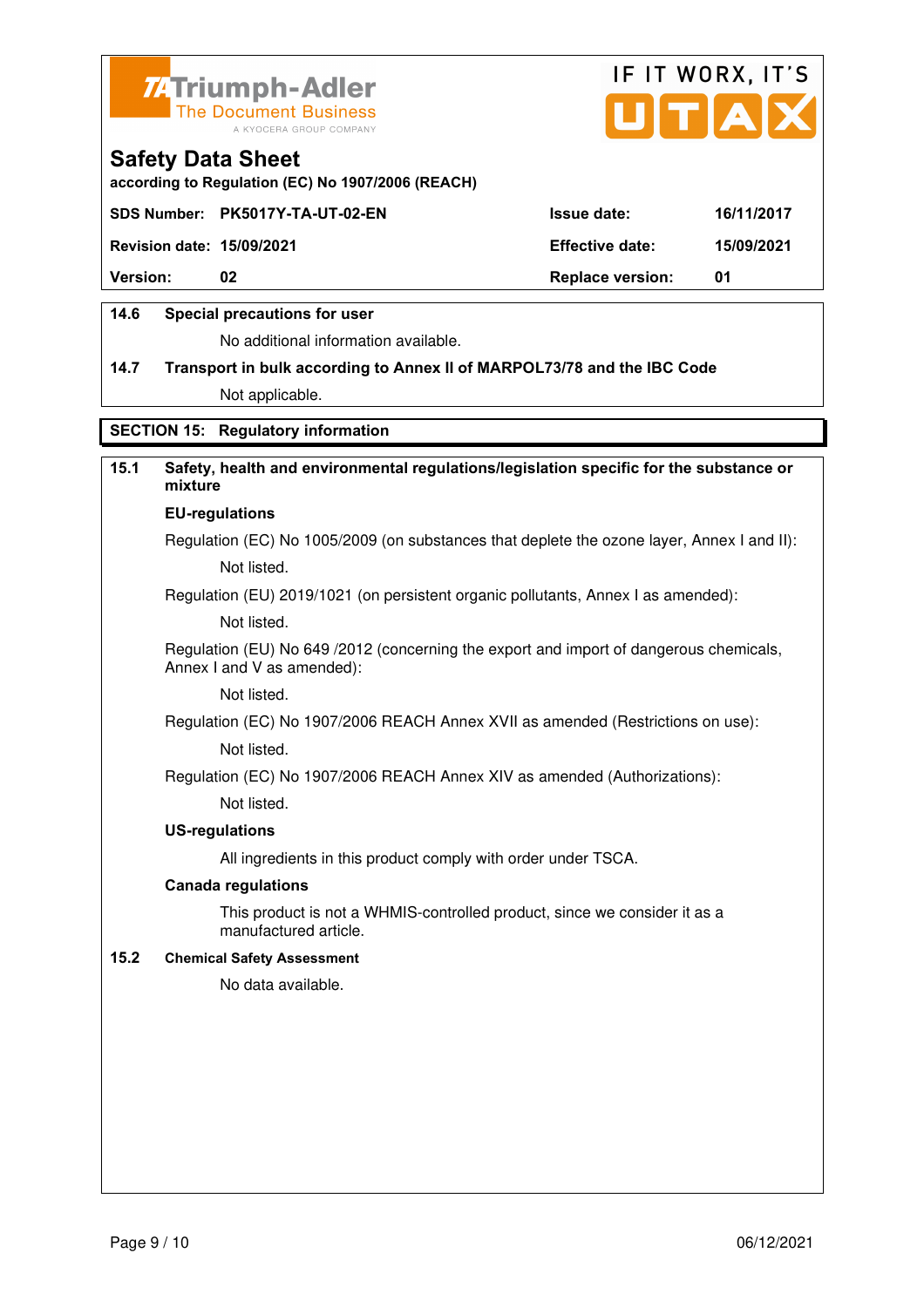## Safety Data Sheet

according to Regulation (EC) No 1907/2006 (REACH)

| | | | |
|---|---|---|---|
| **SDS Number:** | **PK5017Y-TA-UT-02-EN** | **Issue date:** | **16/11/2017** |
| **Revision date:** | **15/09/2021** | **Effective date:** | **15/09/2021** |
| **Version:** | **02** | **Replace version:** | **01** |

**14.6 Special precautions for user**

No additional information available.

**14.7 Transport in bulk according to Annex II of MARPOL73/78 and the IBC Code**

Not applicable.

## SECTION 15: Regulatory information

**15.1 Safety, health and environmental regulations/legislation specific for the substance or mixture**

**EU-regulations**

Regulation (EC) No 1005/2009 (on substances that deplete the ozone layer, Annex I and II):

Not listed.

Regulation (EU) 2019/1021 (on persistent organic pollutants, Annex I as amended):

Not listed.

Regulation (EU) No 649 /2012 (concerning the export and import of dangerous chemicals, Annex I and V as amended):

Not listed.

Regulation (EC) No 1907/2006 REACH Annex XVII as amended (Restrictions on use):

Not listed.

Regulation (EC) No 1907/2006 REACH Annex XIV as amended (Authorizations):

Not listed.

**US-regulations**

All ingredients in this product comply with order under TSCA.

**Canada regulations**

This product is not a WHMIS-controlled product, since we consider it as a manufactured article.

**15.2 Chemical Safety Assessment**

No data available.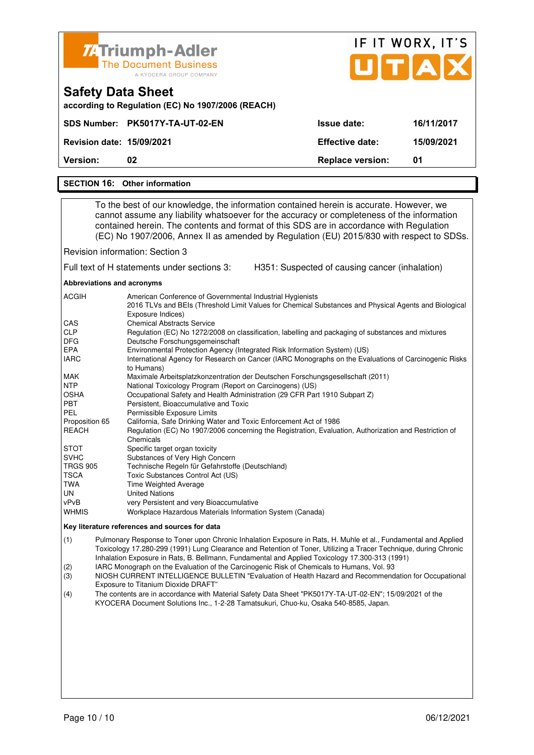## SECTION 16: Other information

To the best of our knowledge, the information contained herein is accurate. However, we cannot assume any liability whatsoever for the accuracy or completeness of the information contained herein. The contents and format of this SDS are in accordance with Regulation (EC) No 1907/2006, Annex II as amended by Regulation (EU) 2015/830 with respect to SDSs.

Revision information: Section 3

Full text of H statements under sections 3: H351: Suspected of causing cancer (inhalation)

**Abbreviations and acronyms**

| | |
|---|---|
| ACGIH | American Conference of Governmental Industrial Hygienists<br>2016 TLVs and BEIs (Threshold Limit Values for Chemical Substances and Physical Agents and Biological Exposure Indices) |
| CAS | Chemical Abstracts Service |
| CLP | Regulation (EC) No 1272/2008 on classification, labelling and packaging of substances and mixtures |
| DFG | Deutsche Forschungsgemeinschaft |
| EPA | Environmental Protection Agency (Integrated Risk Information System) (US) |
| IARC | International Agency for Research on Cancer (IARC Monographs on the Evaluations of Carcinogenic Risks to Humans) |
| MAK | Maximale Arbeitsplatzkonzentration der Deutschen Forschungsgesellschaft (2011) |
| NTP | National Toxicology Program (Report on Carcinogens) (US) |
| OSHA | Occupational Safety and Health Administration (29 CFR Part 1910 Subpart Z) |
| PBT | Persistent, Bioaccumulative and Toxic |
| PEL | Permissible Exposure Limits |
| Proposition 65 | California, Safe Drinking Water and Toxic Enforcement Act of 1986 |
| REACH | Regulation (EC) No 1907/2006 concerning the Registration, Evaluation, Authorization and Restriction of Chemicals |
| STOT | Specific target organ toxicity |
| SVHC | Substances of Very High Concern |
| TRGS 905 | Technische Regeln für Gefahrstoffe (Deutschland) |
| TSCA | Toxic Substances Control Act (US) |
| TWA | Time Weighted Average |
| UN | United Nations |
| vPvB | very Persistent and very Bioaccumulative |
| WHMIS | Workplace Hazardous Materials Information System (Canada) |

**Key literature references and sources for data**

(1) Pulmonary Response to Toner upon Chronic Inhalation Exposure in Rats, H. Muhle et al., Fundamental and Applied Toxicology 17.280-299 (1991) Lung Clearance and Retention of Toner, Utilizing a Tracer Technique, during Chronic Inhalation Exposure in Rats, B. Bellmann, Fundamental and Applied Toxicology 17.300-313 (1991)

(2) IARC Monograph on the Evaluation of the Carcinogenic Risk of Chemicals to Humans, Vol. 93

(3) NIOSH CURRENT INTELLIGENCE BULLETIN "Evaluation of Health Hazard and Recommendation for Occupational Exposure to Titanium Dioxide DRAFT"

(4) The contents are in accordance with Material Safety Data Sheet "PK5017Y-TA-UT-02-EN"; 15/09/2021 of the KYOCERA Document Solutions Inc., 1-2-28 Tamatsukuri, Chuo-ku, Osaka 540-8585, Japan.